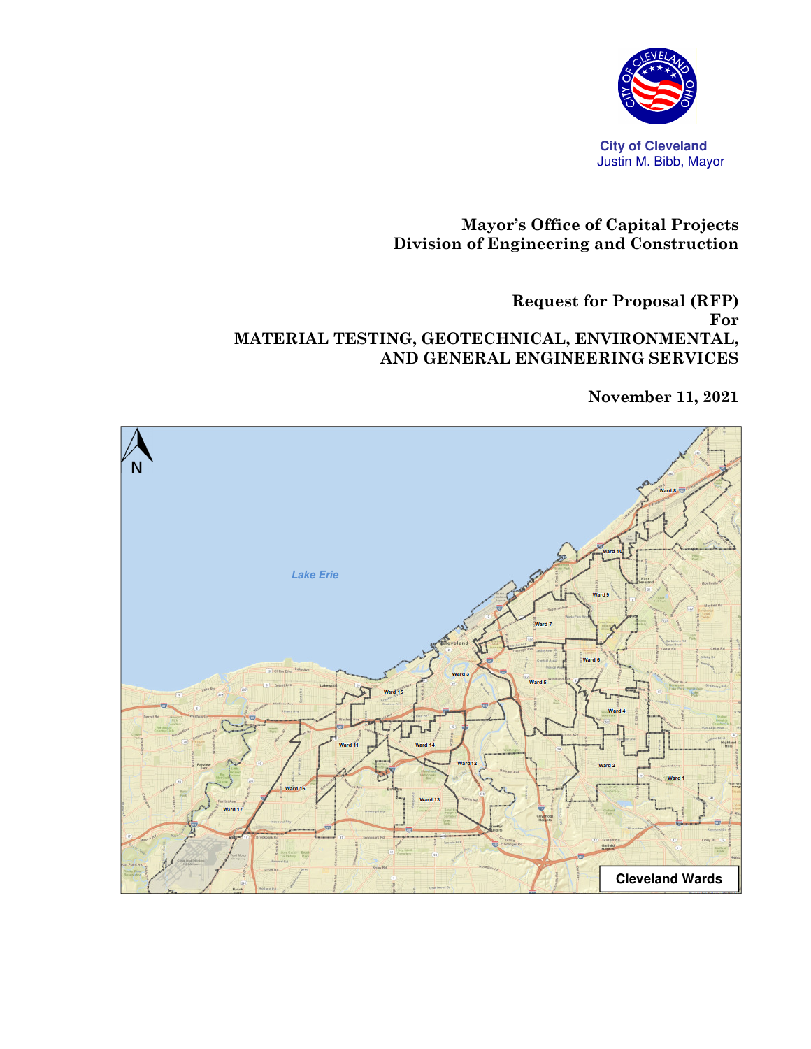City of Cleveland
Justin M. Bibb, Mayor

**Mayor's Office of Capital Projects**
**Division of Engineering and Construction**

# Request for Proposal (RFP) For MATERIAL TESTING, GEOTECHNICAL, ENVIRONMENTAL, AND GENERAL ENGINEERING SERVICES

**November 11, 2021**

Cleveland Wards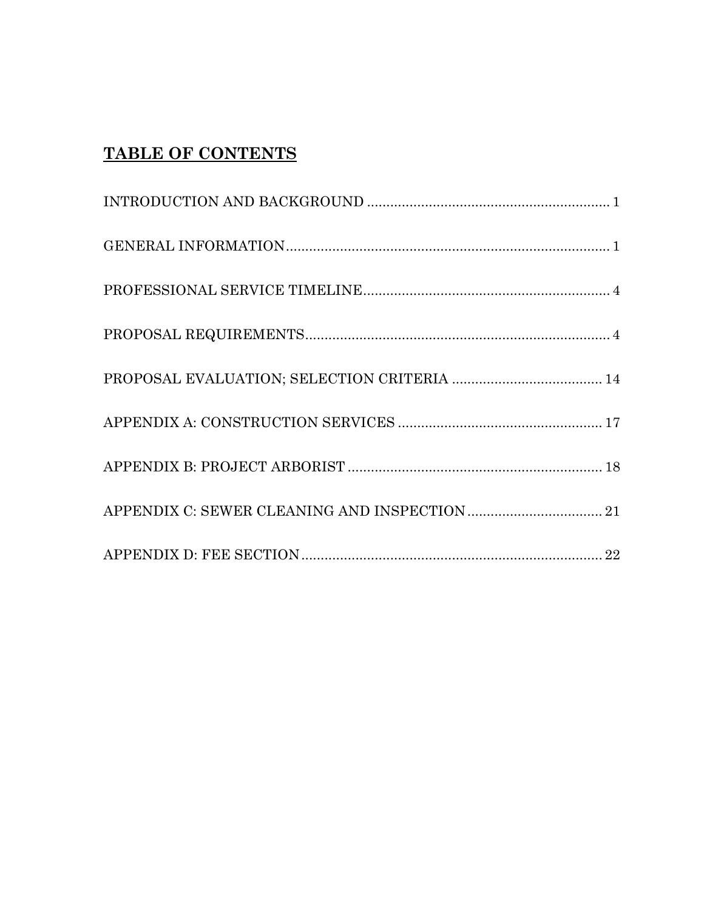# TABLE OF CONTENTS

INTRODUCTION AND BACKGROUND ............................................................ 1

GENERAL INFORMATION.................................................................................. 1

PROFESSIONAL SERVICE TIMELINE............................................................. 4

PROPOSAL REQUIREMENTS............................................................................. 4

PROPOSAL EVALUATION; SELECTION CRITERIA ...................................... 14

APPENDIX A: CONSTRUCTION SERVICES .................................................... 17

APPENDIX B: PROJECT ARBORIST .................................................................. 18

APPENDIX C: SEWER CLEANING AND INSPECTION .................................. 21

APPENDIX D: FEE SECTION.............................................................................. 22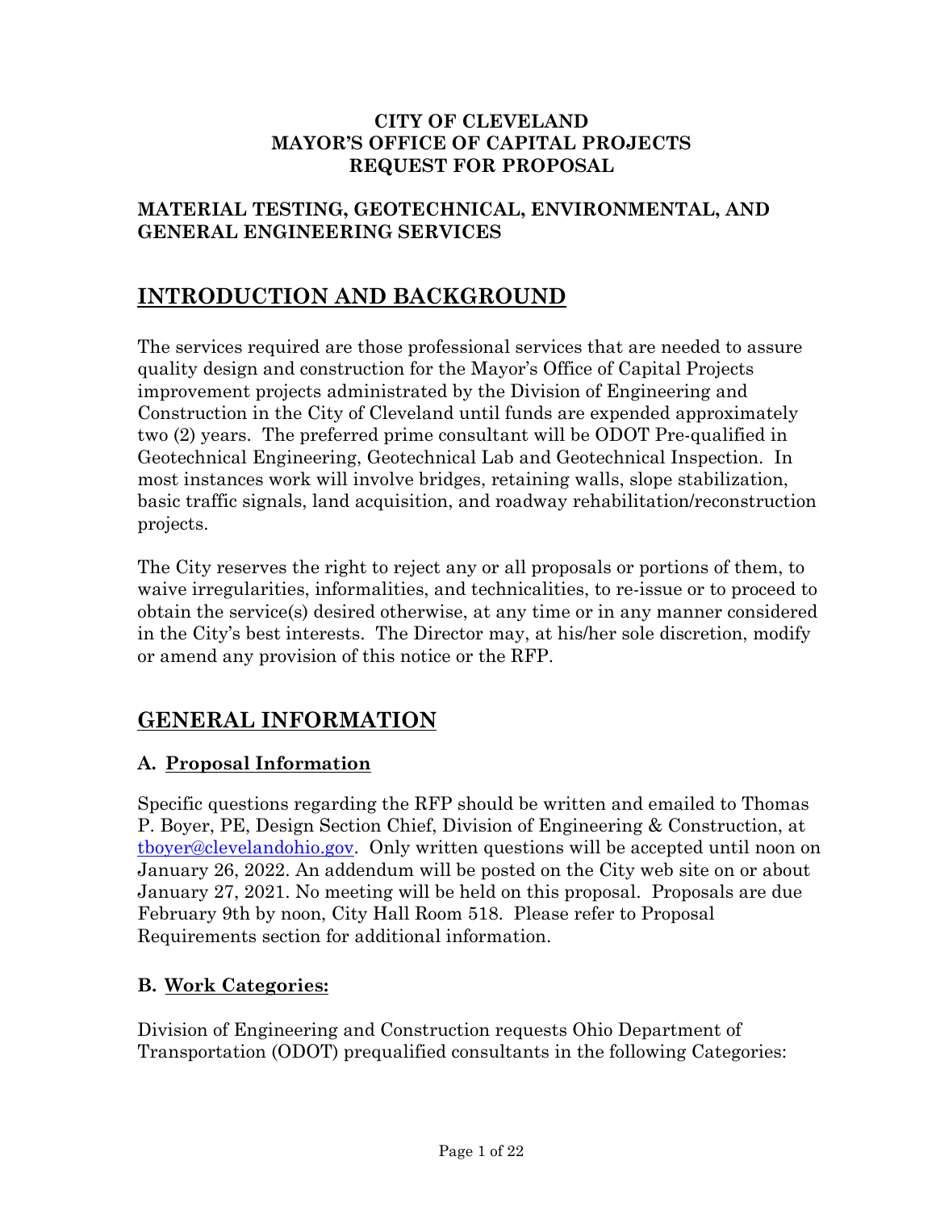**CITY OF CLEVELAND**
**MAYOR'S OFFICE OF CAPITAL PROJECTS**
**REQUEST FOR PROPOSAL**

**MATERIAL TESTING, GEOTECHNICAL, ENVIRONMENTAL, AND GENERAL ENGINEERING SERVICES**

# INTRODUCTION AND BACKGROUND

The services required are those professional services that are needed to assure quality design and construction for the Mayor's Office of Capital Projects improvement projects administrated by the Division of Engineering and Construction in the City of Cleveland until funds are expended approximately two (2) years. The preferred prime consultant will be ODOT Pre-qualified in Geotechnical Engineering, Geotechnical Lab and Geotechnical Inspection. In most instances work will involve bridges, retaining walls, slope stabilization, basic traffic signals, land acquisition, and roadway rehabilitation/reconstruction projects.

The City reserves the right to reject any or all proposals or portions of them, to waive irregularities, informalities, and technicalities, to re-issue or to proceed to obtain the service(s) desired otherwise, at any time or in any manner considered in the City's best interests. The Director may, at his/her sole discretion, modify or amend any provision of this notice or the RFP.

# GENERAL INFORMATION

### A. Proposal Information

Specific questions regarding the RFP should be written and emailed to Thomas P. Boyer, PE, Design Section Chief, Division of Engineering & Construction, at tboyer@clevelandohio.gov. Only written questions will be accepted until noon on January 26, 2022. An addendum will be posted on the City web site on or about January 27, 2021. No meeting will be held on this proposal. Proposals are due February 9th by noon, City Hall Room 518. Please refer to Proposal Requirements section for additional information.

### B. Work Categories:

Division of Engineering and Construction requests Ohio Department of Transportation (ODOT) prequalified consultants in the following Categories: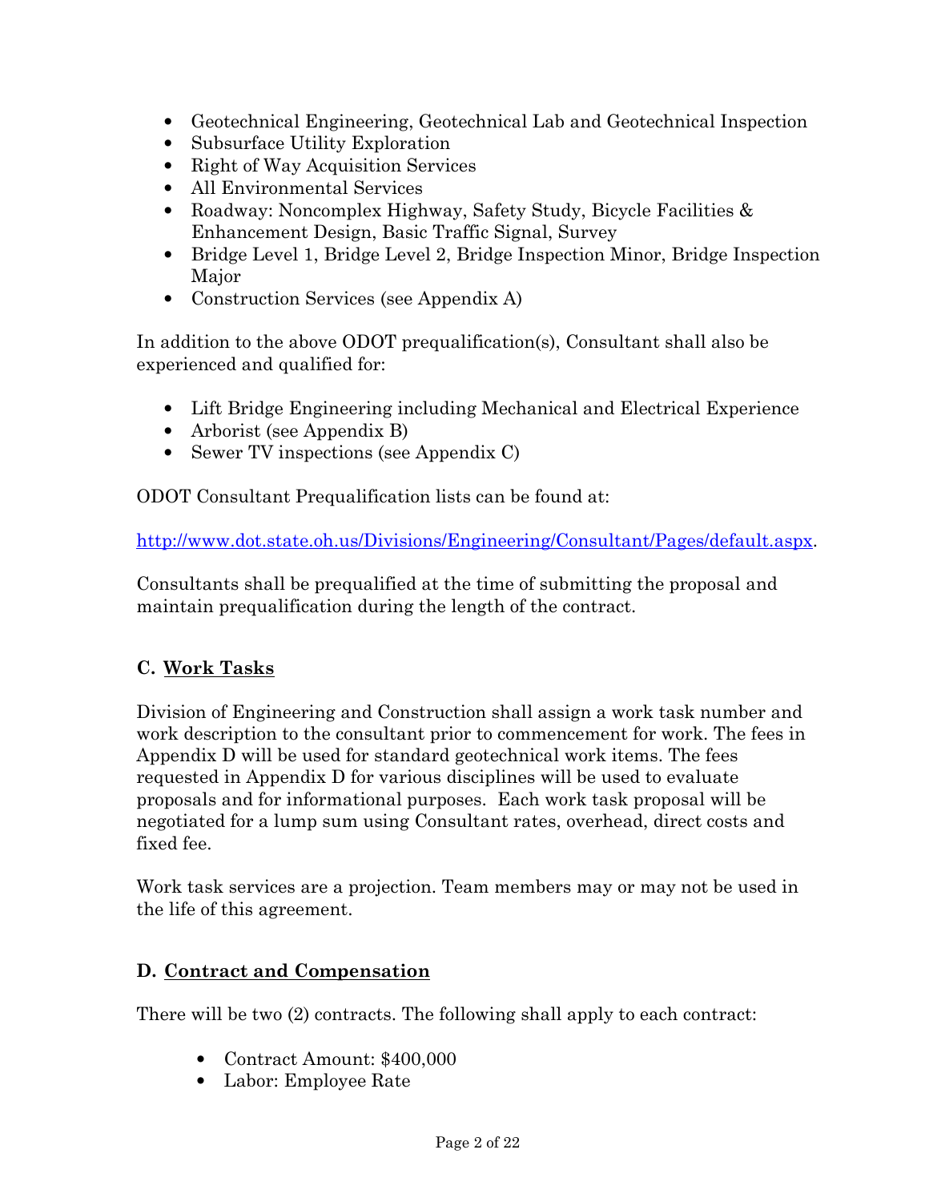- Geotechnical Engineering, Geotechnical Lab and Geotechnical Inspection
- Subsurface Utility Exploration
- Right of Way Acquisition Services
- All Environmental Services
- Roadway: Noncomplex Highway, Safety Study, Bicycle Facilities & Enhancement Design, Basic Traffic Signal, Survey
- Bridge Level 1, Bridge Level 2, Bridge Inspection Minor, Bridge Inspection Major
- Construction Services (see Appendix A)

In addition to the above ODOT prequalification(s), Consultant shall also be experienced and qualified for:

- Lift Bridge Engineering including Mechanical and Electrical Experience
- Arborist (see Appendix B)
- Sewer TV inspections (see Appendix C)

ODOT Consultant Prequalification lists can be found at:

http://www.dot.state.oh.us/Divisions/Engineering/Consultant/Pages/default.aspx.

Consultants shall be prequalified at the time of submitting the proposal and maintain prequalification during the length of the contract.

## C. Work Tasks

Division of Engineering and Construction shall assign a work task number and work description to the consultant prior to commencement for work. The fees in Appendix D will be used for standard geotechnical work items. The fees requested in Appendix D for various disciplines will be used to evaluate proposals and for informational purposes. Each work task proposal will be negotiated for a lump sum using Consultant rates, overhead, direct costs and fixed fee.

Work task services are a projection. Team members may or may not be used in the life of this agreement.

## D. Contract and Compensation

There will be two (2) contracts. The following shall apply to each contract:

- Contract Amount: $400,000
- Labor: Employee Rate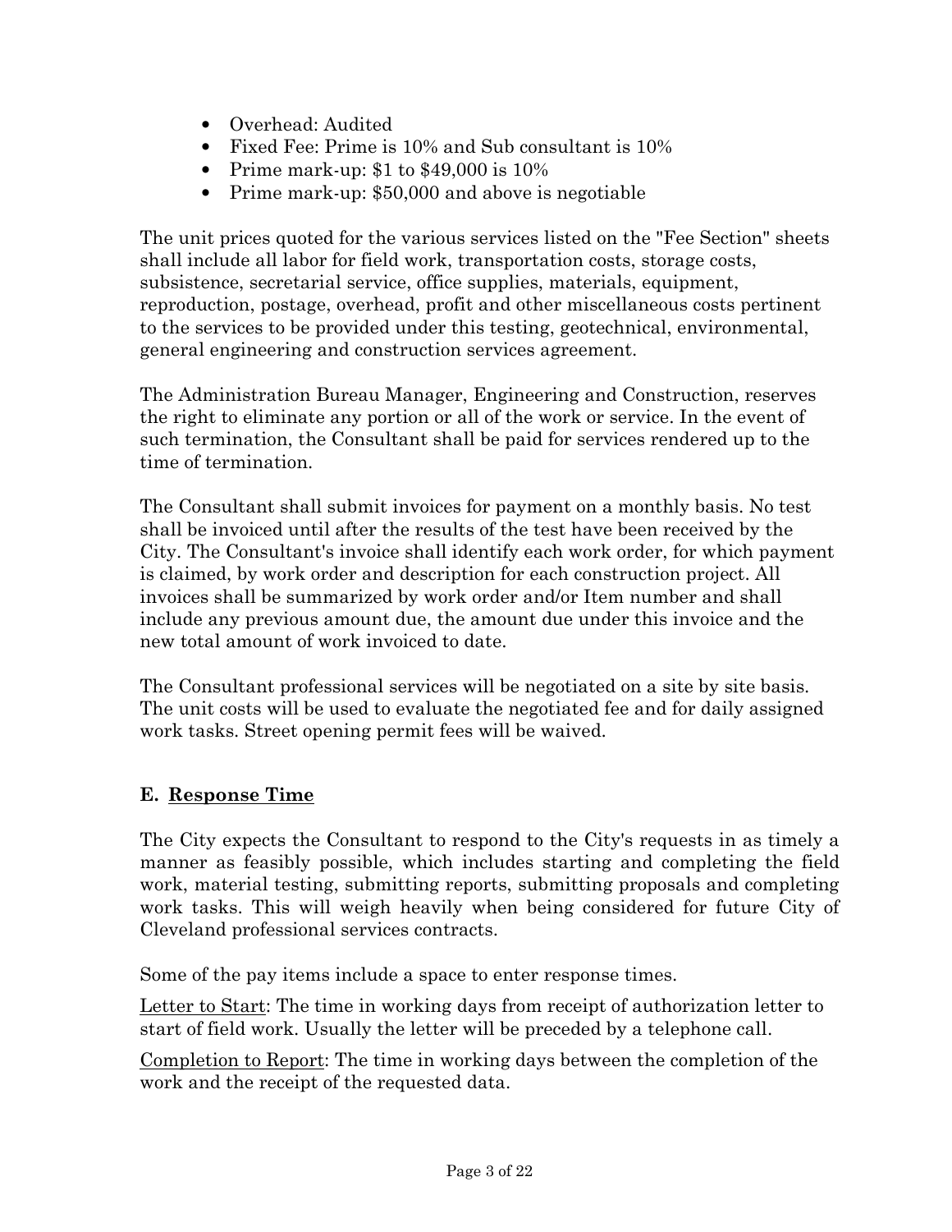- Overhead: Audited
- Fixed Fee: Prime is 10% and Sub consultant is 10%
- Prime mark-up: $1 to $49,000 is 10%
- Prime mark-up: $50,000 and above is negotiable

The unit prices quoted for the various services listed on the "Fee Section" sheets shall include all labor for field work, transportation costs, storage costs, subsistence, secretarial service, office supplies, materials, equipment, reproduction, postage, overhead, profit and other miscellaneous costs pertinent to the services to be provided under this testing, geotechnical, environmental, general engineering and construction services agreement.

The Administration Bureau Manager, Engineering and Construction, reserves the right to eliminate any portion or all of the work or service. In the event of such termination, the Consultant shall be paid for services rendered up to the time of termination.

The Consultant shall submit invoices for payment on a monthly basis. No test shall be invoiced until after the results of the test have been received by the City. The Consultant's invoice shall identify each work order, for which payment is claimed, by work order and description for each construction project. All invoices shall be summarized by work order and/or Item number and shall include any previous amount due, the amount due under this invoice and the new total amount of work invoiced to date.

The Consultant professional services will be negotiated on a site by site basis. The unit costs will be used to evaluate the negotiated fee and for daily assigned work tasks. Street opening permit fees will be waived.

### E. Response Time

The City expects the Consultant to respond to the City's requests in as timely a manner as feasibly possible, which includes starting and completing the field work, material testing, submitting reports, submitting proposals and completing work tasks. This will weigh heavily when being considered for future City of Cleveland professional services contracts.

Some of the pay items include a space to enter response times.

Letter to Start: The time in working days from receipt of authorization letter to start of field work. Usually the letter will be preceded by a telephone call.

Completion to Report: The time in working days between the completion of the work and the receipt of the requested data.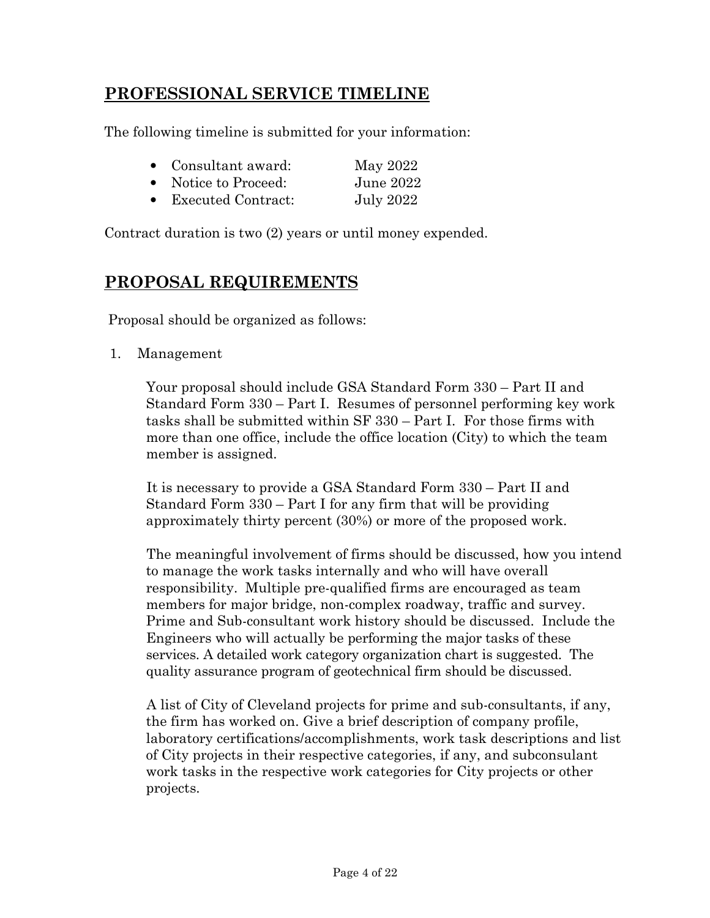## PROFESSIONAL SERVICE TIMELINE

The following timeline is submitted for your information:

- Consultant award: May 2022
- Notice to Proceed: June 2022
- Executed Contract: July 2022

Contract duration is two (2) years or until money expended.

## PROPOSAL REQUIREMENTS

Proposal should be organized as follows:

1. Management

   Your proposal should include GSA Standard Form 330 – Part II and Standard Form 330 – Part I. Resumes of personnel performing key work tasks shall be submitted within SF 330 – Part I. For those firms with more than one office, include the office location (City) to which the team member is assigned.

   It is necessary to provide a GSA Standard Form 330 – Part II and Standard Form 330 – Part I for any firm that will be providing approximately thirty percent (30%) or more of the proposed work.

   The meaningful involvement of firms should be discussed, how you intend to manage the work tasks internally and who will have overall responsibility. Multiple pre-qualified firms are encouraged as team members for major bridge, non-complex roadway, traffic and survey. Prime and Sub-consultant work history should be discussed. Include the Engineers who will actually be performing the major tasks of these services. A detailed work category organization chart is suggested. The quality assurance program of geotechnical firm should be discussed.

   A list of City of Cleveland projects for prime and sub-consultants, if any, the firm has worked on. Give a brief description of company profile, laboratory certifications/accomplishments, work task descriptions and list of City projects in their respective categories, if any, and subconsulant work tasks in the respective work categories for City projects or other projects.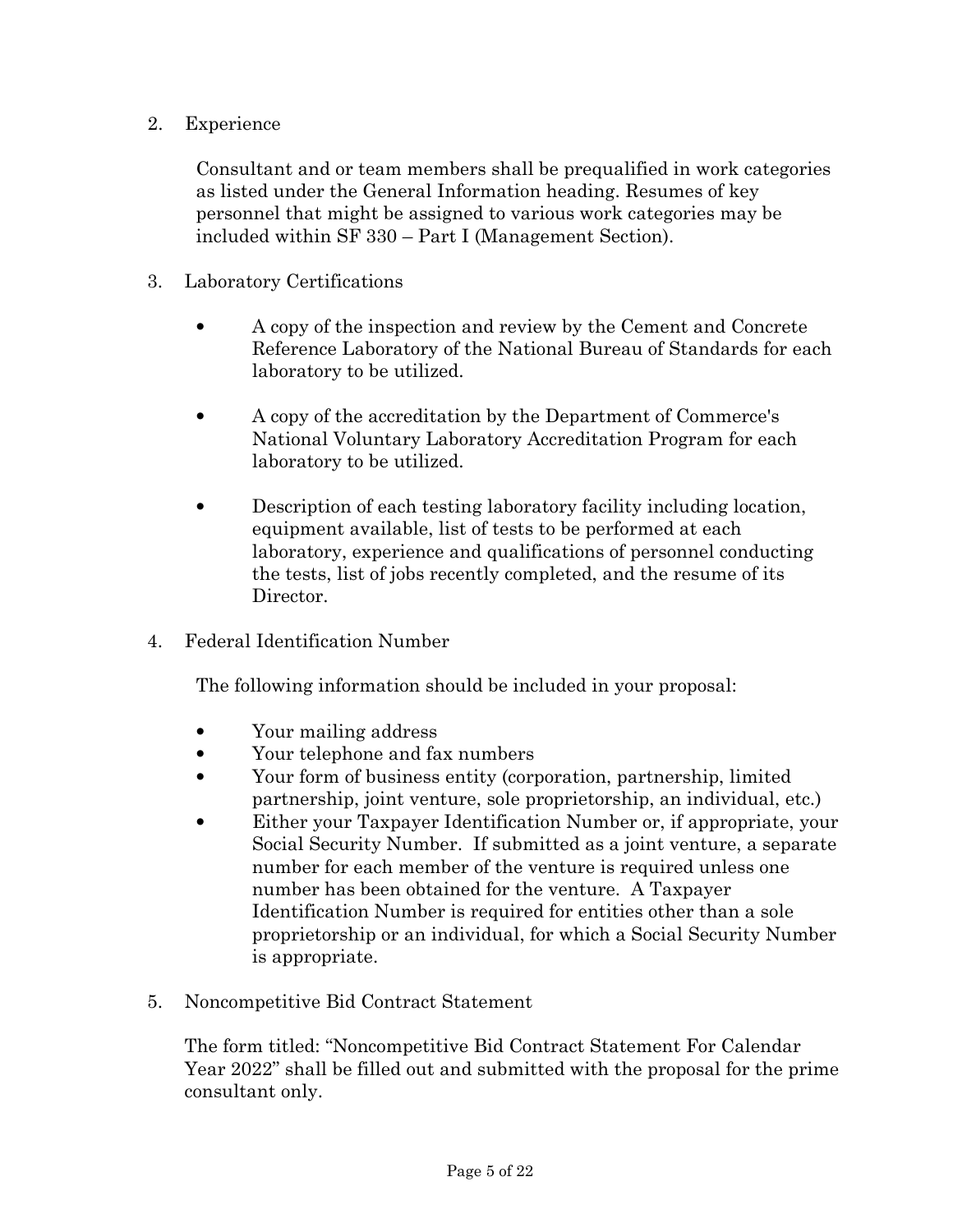2. Experience

   Consultant and or team members shall be prequalified in work categories as listed under the General Information heading. Resumes of key personnel that might be assigned to various work categories may be included within SF 330 – Part I (Management Section).

3. Laboratory Certifications

   - A copy of the inspection and review by the Cement and Concrete Reference Laboratory of the National Bureau of Standards for each laboratory to be utilized.

   - A copy of the accreditation by the Department of Commerce's National Voluntary Laboratory Accreditation Program for each laboratory to be utilized.

   - Description of each testing laboratory facility including location, equipment available, list of tests to be performed at each laboratory, experience and qualifications of personnel conducting the tests, list of jobs recently completed, and the resume of its Director.

4. Federal Identification Number

   The following information should be included in your proposal:

   - Your mailing address
   - Your telephone and fax numbers
   - Your form of business entity (corporation, partnership, limited partnership, joint venture, sole proprietorship, an individual, etc.)
   - Either your Taxpayer Identification Number or, if appropriate, your Social Security Number. If submitted as a joint venture, a separate number for each member of the venture is required unless one number has been obtained for the venture. A Taxpayer Identification Number is required for entities other than a sole proprietorship or an individual, for which a Social Security Number is appropriate.

5. Noncompetitive Bid Contract Statement

   The form titled: "Noncompetitive Bid Contract Statement For Calendar Year 2022" shall be filled out and submitted with the proposal for the prime consultant only.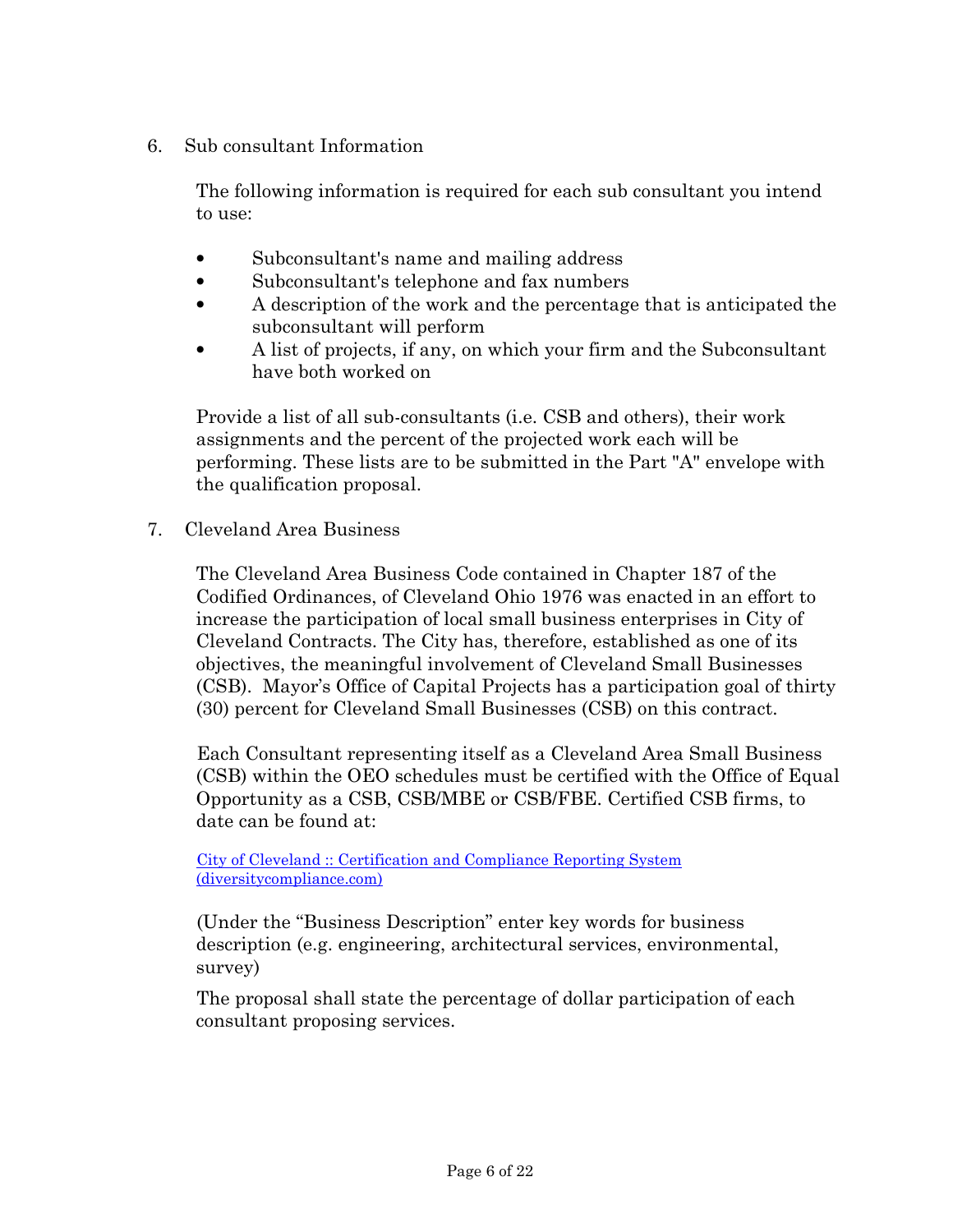6. Sub consultant Information

   The following information is required for each sub consultant you intend to use:

   - Subconsultant's name and mailing address
   - Subconsultant's telephone and fax numbers
   - A description of the work and the percentage that is anticipated the subconsultant will perform
   - A list of projects, if any, on which your firm and the Subconsultant have both worked on

   Provide a list of all sub-consultants (i.e. CSB and others), their work assignments and the percent of the projected work each will be performing. These lists are to be submitted in the Part "A" envelope with the qualification proposal.

7. Cleveland Area Business

   The Cleveland Area Business Code contained in Chapter 187 of the Codified Ordinances, of Cleveland Ohio 1976 was enacted in an effort to increase the participation of local small business enterprises in City of Cleveland Contracts. The City has, therefore, established as one of its objectives, the meaningful involvement of Cleveland Small Businesses (CSB). Mayor's Office of Capital Projects has a participation goal of thirty (30) percent for Cleveland Small Businesses (CSB) on this contract.

   Each Consultant representing itself as a Cleveland Area Small Business (CSB) within the OEO schedules must be certified with the Office of Equal Opportunity as a CSB, CSB/MBE or CSB/FBE. Certified CSB firms, to date can be found at:

   City of Cleveland :: Certification and Compliance Reporting System (diversitycompliance.com)

   (Under the "Business Description" enter key words for business description (e.g. engineering, architectural services, environmental, survey)

   The proposal shall state the percentage of dollar participation of each consultant proposing services.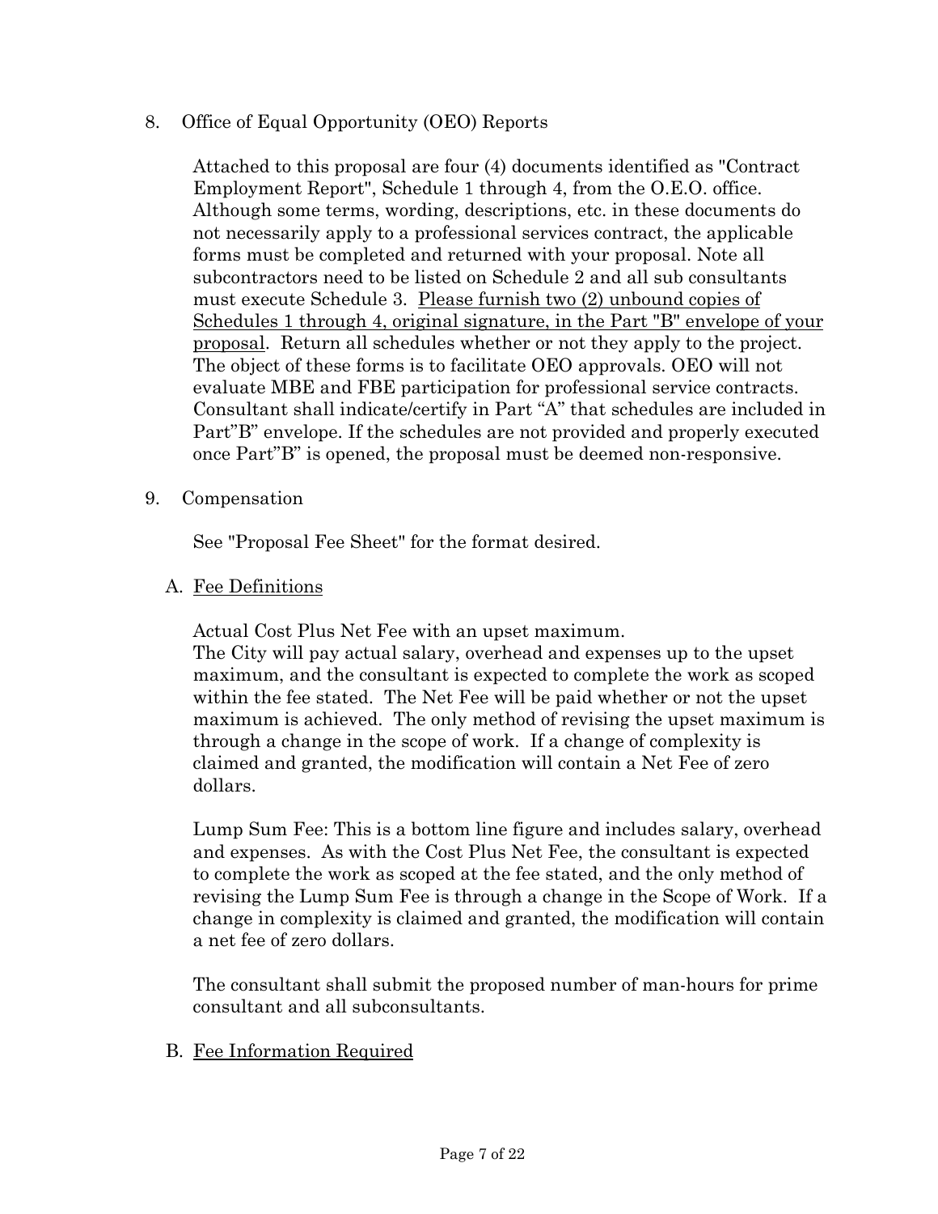8. Office of Equal Opportunity (OEO) Reports

   Attached to this proposal are four (4) documents identified as "Contract Employment Report", Schedule 1 through 4, from the O.E.O. office. Although some terms, wording, descriptions, etc. in these documents do not necessarily apply to a professional services contract, the applicable forms must be completed and returned with your proposal. Note all subcontractors need to be listed on Schedule 2 and all sub consultants must execute Schedule 3. <u>Please furnish two (2) unbound copies of Schedules 1 through 4, original signature, in the Part "B" envelope of your proposal</u>. Return all schedules whether or not they apply to the project. The object of these forms is to facilitate OEO approvals. OEO will not evaluate MBE and FBE participation for professional service contracts. Consultant shall indicate/certify in Part "A" that schedules are included in Part"B" envelope. If the schedules are not provided and properly executed once Part"B" is opened, the proposal must be deemed non-responsive.

9. Compensation

   See "Proposal Fee Sheet" for the format desired.

   A. <u>Fee Definitions</u>

   Actual Cost Plus Net Fee with an upset maximum.
   The City will pay actual salary, overhead and expenses up to the upset maximum, and the consultant is expected to complete the work as scoped within the fee stated. The Net Fee will be paid whether or not the upset maximum is achieved. The only method of revising the upset maximum is through a change in the scope of work. If a change of complexity is claimed and granted, the modification will contain a Net Fee of zero dollars.

   Lump Sum Fee: This is a bottom line figure and includes salary, overhead and expenses. As with the Cost Plus Net Fee, the consultant is expected to complete the work as scoped at the fee stated, and the only method of revising the Lump Sum Fee is through a change in the Scope of Work. If a change in complexity is claimed and granted, the modification will contain a net fee of zero dollars.

   The consultant shall submit the proposed number of man-hours for prime consultant and all subconsultants.

   B. <u>Fee Information Required</u>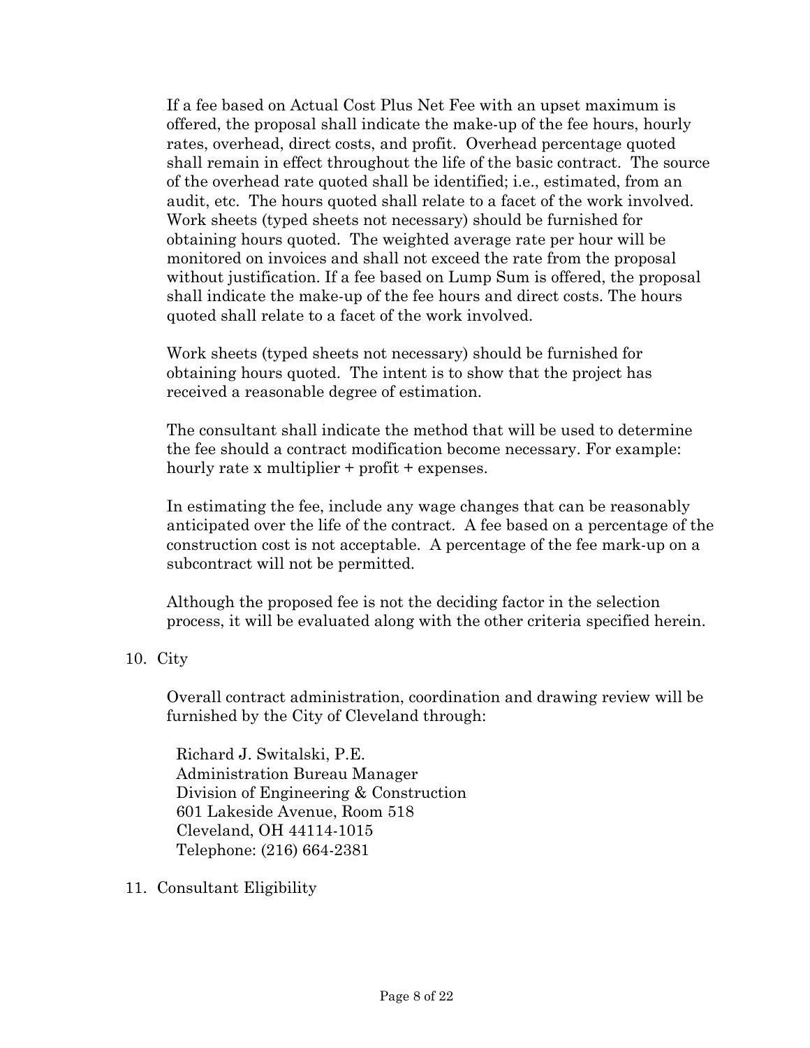If a fee based on Actual Cost Plus Net Fee with an upset maximum is offered, the proposal shall indicate the make-up of the fee hours, hourly rates, overhead, direct costs, and profit. Overhead percentage quoted shall remain in effect throughout the life of the basic contract. The source of the overhead rate quoted shall be identified; i.e., estimated, from an audit, etc. The hours quoted shall relate to a facet of the work involved. Work sheets (typed sheets not necessary) should be furnished for obtaining hours quoted. The weighted average rate per hour will be monitored on invoices and shall not exceed the rate from the proposal without justification. If a fee based on Lump Sum is offered, the proposal shall indicate the make-up of the fee hours and direct costs. The hours quoted shall relate to a facet of the work involved.

Work sheets (typed sheets not necessary) should be furnished for obtaining hours quoted. The intent is to show that the project has received a reasonable degree of estimation.

The consultant shall indicate the method that will be used to determine the fee should a contract modification become necessary. For example: hourly rate x multiplier + profit + expenses.

In estimating the fee, include any wage changes that can be reasonably anticipated over the life of the contract. A fee based on a percentage of the construction cost is not acceptable. A percentage of the fee mark-up on a subcontract will not be permitted.

Although the proposed fee is not the deciding factor in the selection process, it will be evaluated along with the other criteria specified herein.

10. City

Overall contract administration, coordination and drawing review will be furnished by the City of Cleveland through:

Richard J. Switalski, P.E.
Administration Bureau Manager
Division of Engineering & Construction
601 Lakeside Avenue, Room 518
Cleveland, OH 44114-1015
Telephone: (216) 664-2381

11. Consultant Eligibility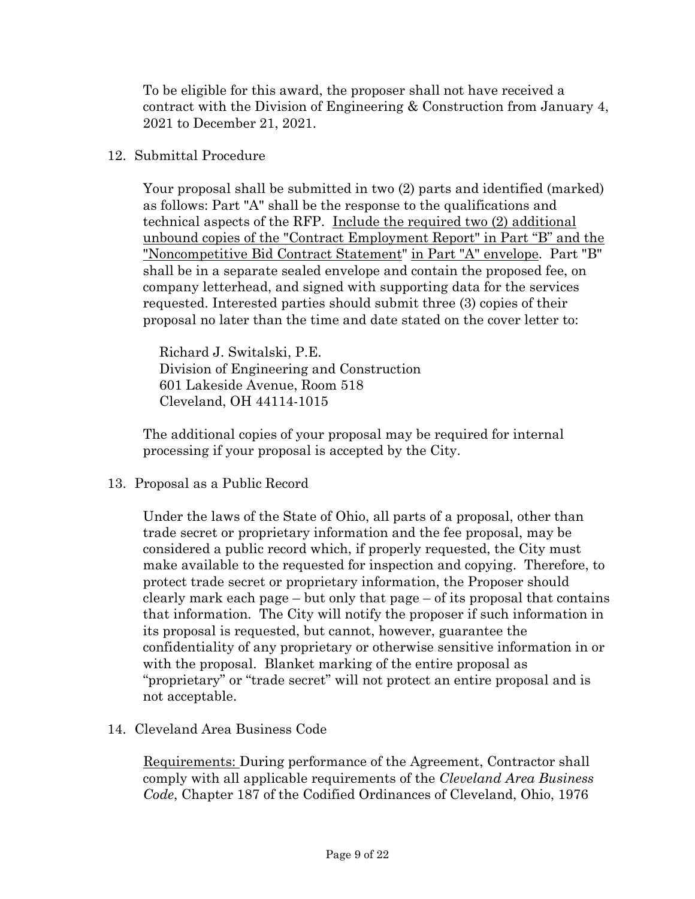To be eligible for this award, the proposer shall not have received a contract with the Division of Engineering & Construction from January 4, 2021 to December 21, 2021.

12. Submittal Procedure

    Your proposal shall be submitted in two (2) parts and identified (marked) as follows: Part "A" shall be the response to the qualifications and technical aspects of the RFP. Include the required two (2) additional unbound copies of the "Contract Employment Report" in Part "B" and the "Noncompetitive Bid Contract Statement" in Part "A" envelope. Part "B" shall be in a separate sealed envelope and contain the proposed fee, on company letterhead, and signed with supporting data for the services requested. Interested parties should submit three (3) copies of their proposal no later than the time and date stated on the cover letter to:

    Richard J. Switalski, P.E.
    Division of Engineering and Construction
    601 Lakeside Avenue, Room 518
    Cleveland, OH 44114-1015

    The additional copies of your proposal may be required for internal processing if your proposal is accepted by the City.

13. Proposal as a Public Record

    Under the laws of the State of Ohio, all parts of a proposal, other than trade secret or proprietary information and the fee proposal, may be considered a public record which, if properly requested, the City must make available to the requested for inspection and copying. Therefore, to protect trade secret or proprietary information, the Proposer should clearly mark each page – but only that page – of its proposal that contains that information. The City will notify the proposer if such information in its proposal is requested, but cannot, however, guarantee the confidentiality of any proprietary or otherwise sensitive information in or with the proposal. Blanket marking of the entire proposal as "proprietary" or "trade secret" will not protect an entire proposal and is not acceptable.

14. Cleveland Area Business Code

    Requirements: During performance of the Agreement, Contractor shall comply with all applicable requirements of the *Cleveland Area Business Code*, Chapter 187 of the Codified Ordinances of Cleveland, Ohio, 1976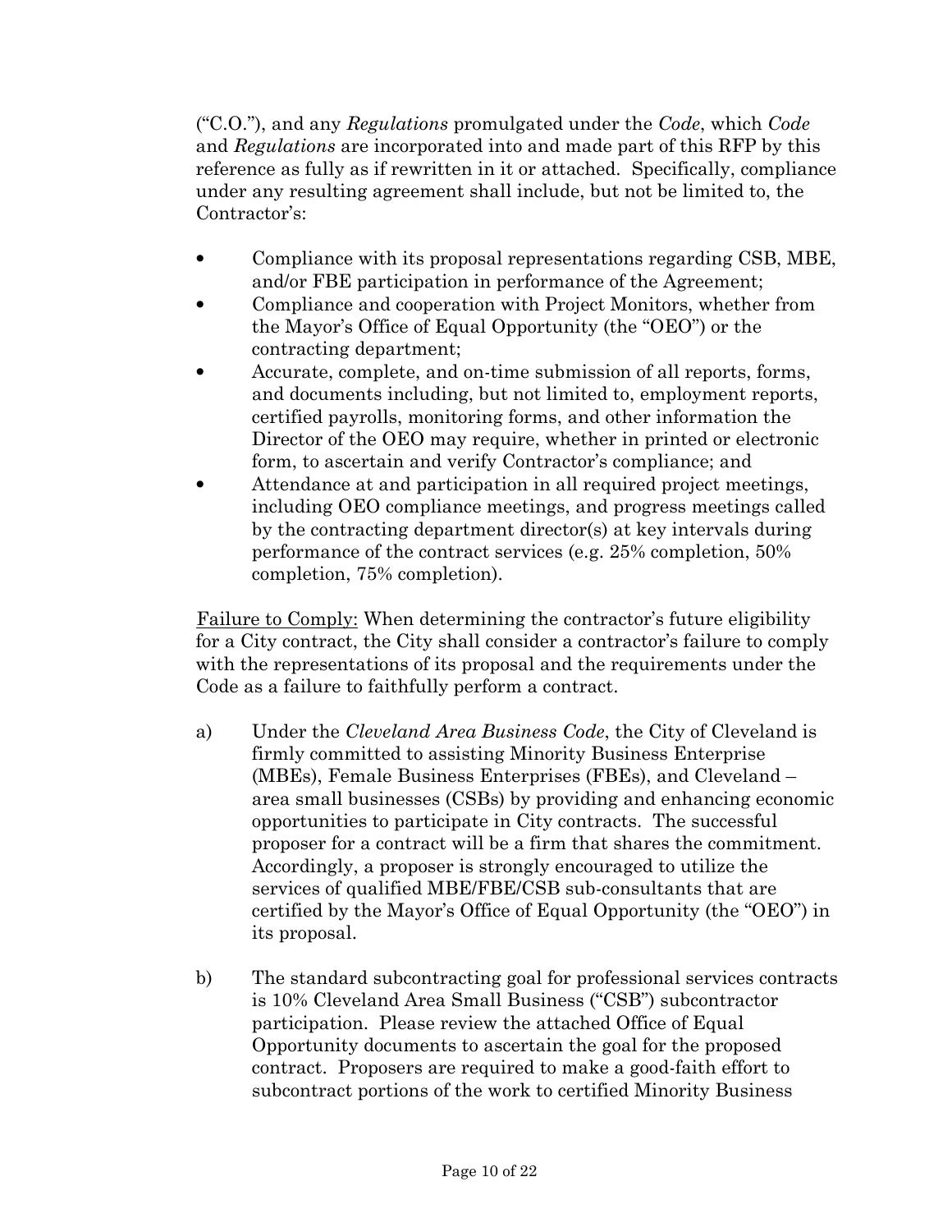("C.O."), and any *Regulations* promulgated under the *Code*, which *Code* and *Regulations* are incorporated into and made part of this RFP by this reference as fully as if rewritten in it or attached. Specifically, compliance under any resulting agreement shall include, but not be limited to, the Contractor's:

- Compliance with its proposal representations regarding CSB, MBE, and/or FBE participation in performance of the Agreement;
- Compliance and cooperation with Project Monitors, whether from the Mayor's Office of Equal Opportunity (the "OEO") or the contracting department;
- Accurate, complete, and on-time submission of all reports, forms, and documents including, but not limited to, employment reports, certified payrolls, monitoring forms, and other information the Director of the OEO may require, whether in printed or electronic form, to ascertain and verify Contractor's compliance; and
- Attendance at and participation in all required project meetings, including OEO compliance meetings, and progress meetings called by the contracting department director(s) at key intervals during performance of the contract services (e.g. 25% completion, 50% completion, 75% completion).

<u>Failure to Comply:</u> When determining the contractor's future eligibility for a City contract, the City shall consider a contractor's failure to comply with the representations of its proposal and the requirements under the Code as a failure to faithfully perform a contract.

a) Under the *Cleveland Area Business Code*, the City of Cleveland is firmly committed to assisting Minority Business Enterprise (MBEs), Female Business Enterprises (FBEs), and Cleveland – area small businesses (CSBs) by providing and enhancing economic opportunities to participate in City contracts. The successful proposer for a contract will be a firm that shares the commitment. Accordingly, a proposer is strongly encouraged to utilize the services of qualified MBE/FBE/CSB sub-consultants that are certified by the Mayor's Office of Equal Opportunity (the "OEO") in its proposal.

b) The standard subcontracting goal for professional services contracts is 10% Cleveland Area Small Business ("CSB") subcontractor participation. Please review the attached Office of Equal Opportunity documents to ascertain the goal for the proposed contract. Proposers are required to make a good-faith effort to subcontract portions of the work to certified Minority Business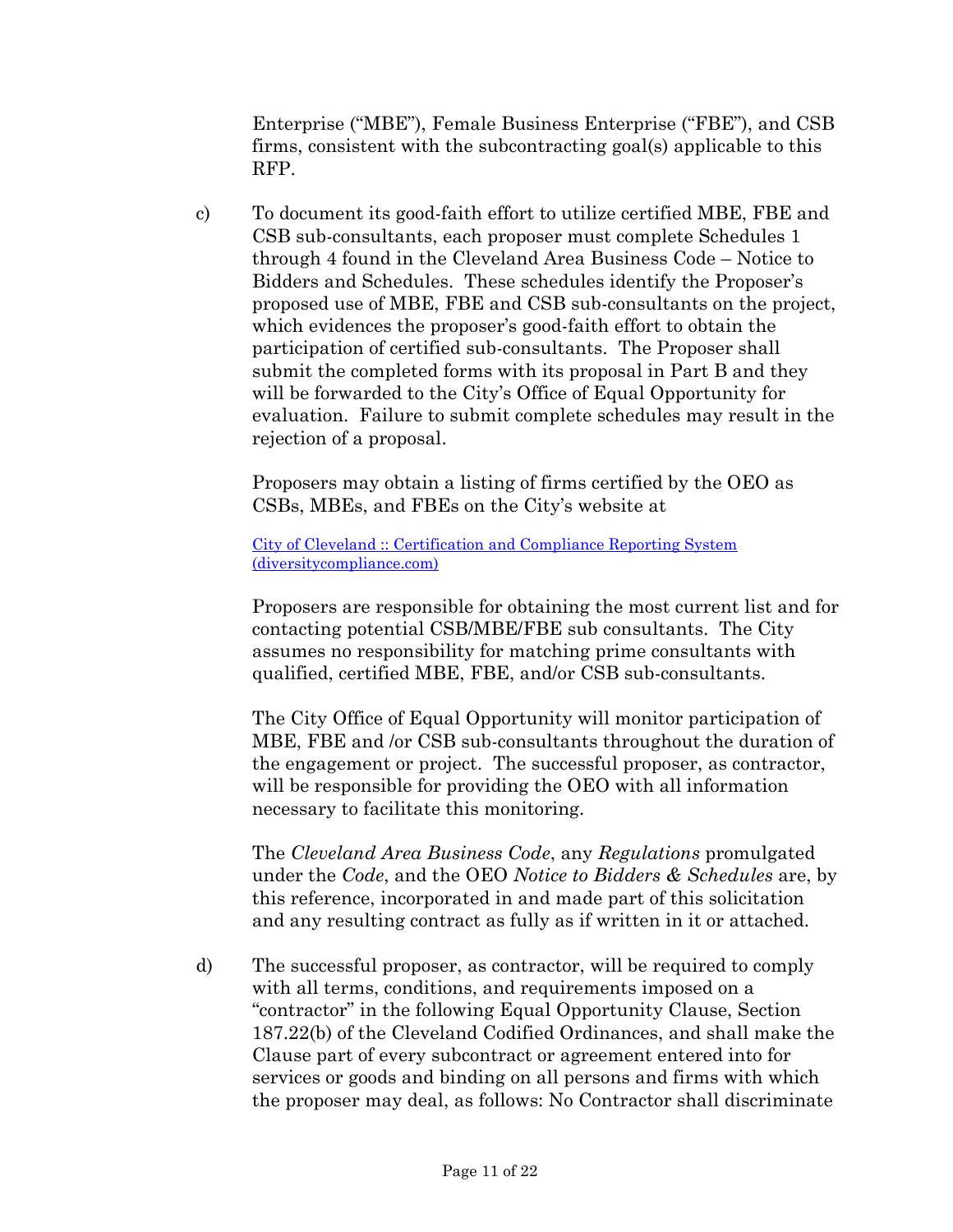Enterprise ("MBE"), Female Business Enterprise ("FBE"), and CSB firms, consistent with the subcontracting goal(s) applicable to this RFP.

c) To document its good-faith effort to utilize certified MBE, FBE and CSB sub-consultants, each proposer must complete Schedules 1 through 4 found in the Cleveland Area Business Code – Notice to Bidders and Schedules. These schedules identify the Proposer's proposed use of MBE, FBE and CSB sub-consultants on the project, which evidences the proposer's good-faith effort to obtain the participation of certified sub-consultants. The Proposer shall submit the completed forms with its proposal in Part B and they will be forwarded to the City's Office of Equal Opportunity for evaluation. Failure to submit complete schedules may result in the rejection of a proposal.

   Proposers may obtain a listing of firms certified by the OEO as CSBs, MBEs, and FBEs on the City's website at

   [City of Cleveland :: Certification and Compliance Reporting System (diversitycompliance.com)]()

   Proposers are responsible for obtaining the most current list and for contacting potential CSB/MBE/FBE sub consultants. The City assumes no responsibility for matching prime consultants with qualified, certified MBE, FBE, and/or CSB sub-consultants.

   The City Office of Equal Opportunity will monitor participation of MBE, FBE and /or CSB sub-consultants throughout the duration of the engagement or project. The successful proposer, as contractor, will be responsible for providing the OEO with all information necessary to facilitate this monitoring.

   The *Cleveland Area Business Code*, any *Regulations* promulgated under the *Code*, and the OEO *Notice to Bidders & Schedules* are, by this reference, incorporated in and made part of this solicitation and any resulting contract as fully as if written in it or attached.

d) The successful proposer, as contractor, will be required to comply with all terms, conditions, and requirements imposed on a "contractor" in the following Equal Opportunity Clause, Section 187.22(b) of the Cleveland Codified Ordinances, and shall make the Clause part of every subcontract or agreement entered into for services or goods and binding on all persons and firms with which the proposer may deal, as follows: No Contractor shall discriminate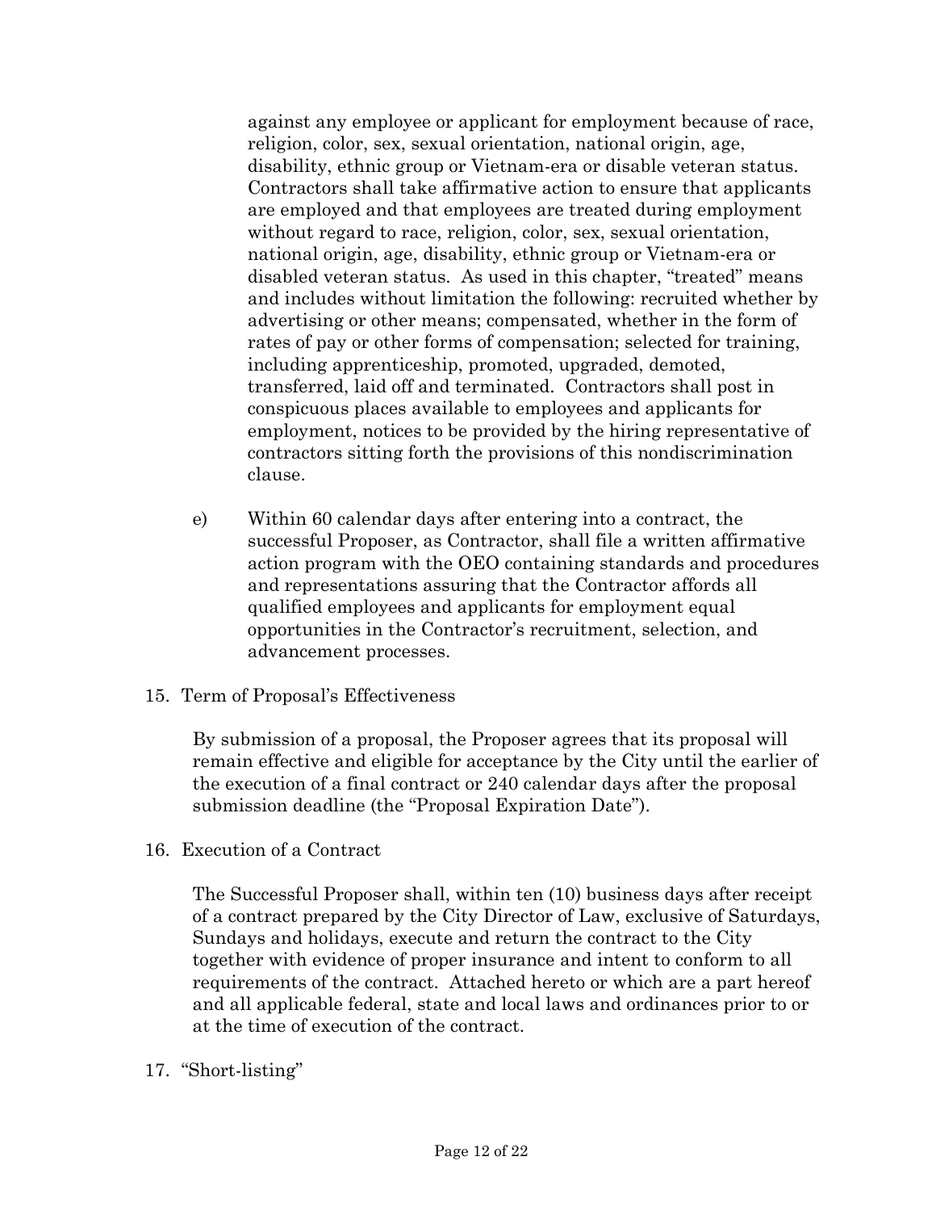against any employee or applicant for employment because of race, religion, color, sex, sexual orientation, national origin, age, disability, ethnic group or Vietnam-era or disable veteran status. Contractors shall take affirmative action to ensure that applicants are employed and that employees are treated during employment without regard to race, religion, color, sex, sexual orientation, national origin, age, disability, ethnic group or Vietnam-era or disabled veteran status. As used in this chapter, "treated" means and includes without limitation the following: recruited whether by advertising or other means; compensated, whether in the form of rates of pay or other forms of compensation; selected for training, including apprenticeship, promoted, upgraded, demoted, transferred, laid off and terminated. Contractors shall post in conspicuous places available to employees and applicants for employment, notices to be provided by the hiring representative of contractors sitting forth the provisions of this nondiscrimination clause.

e) Within 60 calendar days after entering into a contract, the successful Proposer, as Contractor, shall file a written affirmative action program with the OEO containing standards and procedures and representations assuring that the Contractor affords all qualified employees and applicants for employment equal opportunities in the Contractor's recruitment, selection, and advancement processes.

15. Term of Proposal's Effectiveness

By submission of a proposal, the Proposer agrees that its proposal will remain effective and eligible for acceptance by the City until the earlier of the execution of a final contract or 240 calendar days after the proposal submission deadline (the "Proposal Expiration Date").

16. Execution of a Contract

The Successful Proposer shall, within ten (10) business days after receipt of a contract prepared by the City Director of Law, exclusive of Saturdays, Sundays and holidays, execute and return the contract to the City together with evidence of proper insurance and intent to conform to all requirements of the contract. Attached hereto or which are a part hereof and all applicable federal, state and local laws and ordinances prior to or at the time of execution of the contract.

17. "Short-listing"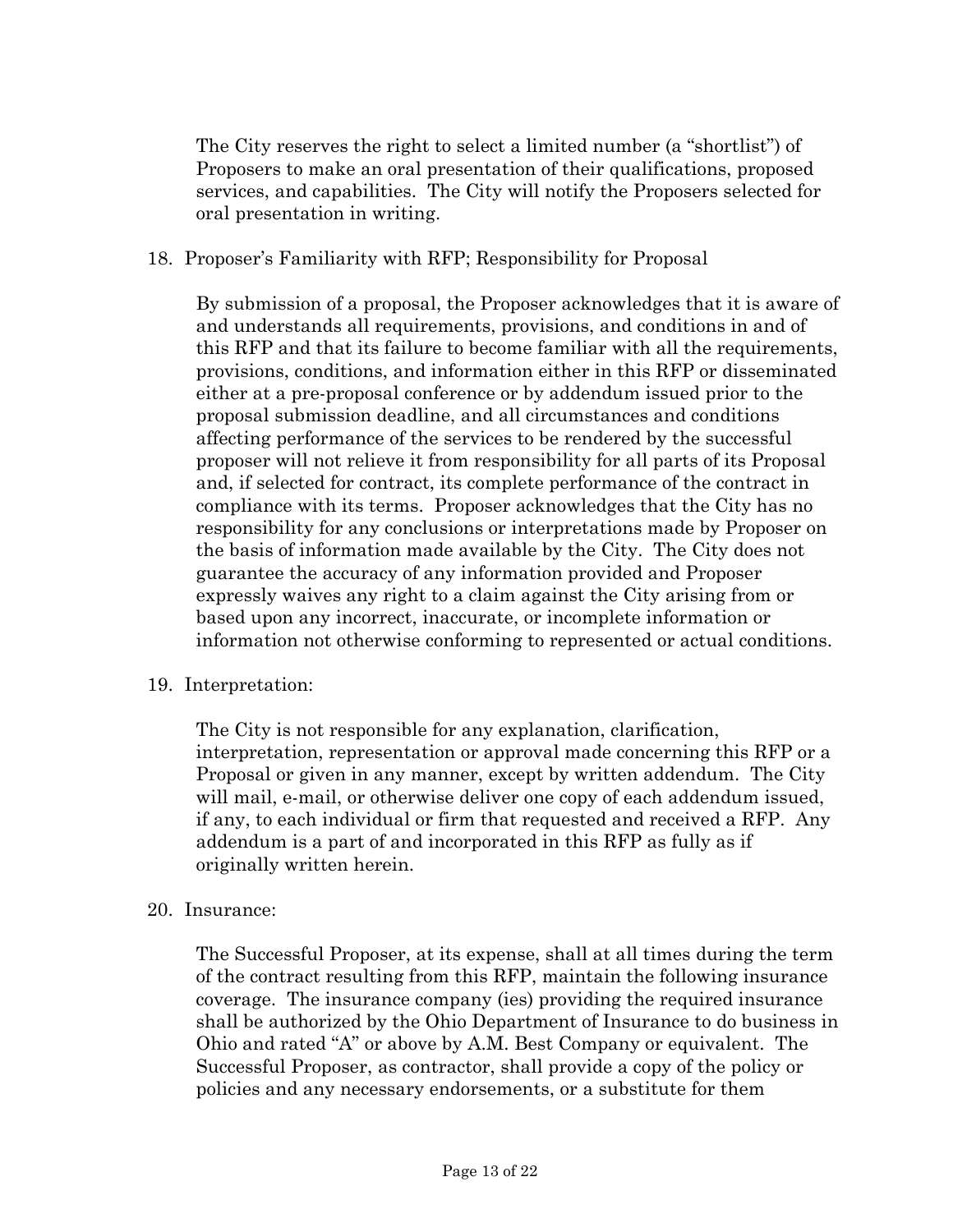The City reserves the right to select a limited number (a "shortlist") of Proposers to make an oral presentation of their qualifications, proposed services, and capabilities. The City will notify the Proposers selected for oral presentation in writing.

18. Proposer's Familiarity with RFP; Responsibility for Proposal

    By submission of a proposal, the Proposer acknowledges that it is aware of and understands all requirements, provisions, and conditions in and of this RFP and that its failure to become familiar with all the requirements, provisions, conditions, and information either in this RFP or disseminated either at a pre-proposal conference or by addendum issued prior to the proposal submission deadline, and all circumstances and conditions affecting performance of the services to be rendered by the successful proposer will not relieve it from responsibility for all parts of its Proposal and, if selected for contract, its complete performance of the contract in compliance with its terms. Proposer acknowledges that the City has no responsibility for any conclusions or interpretations made by Proposer on the basis of information made available by the City. The City does not guarantee the accuracy of any information provided and Proposer expressly waives any right to a claim against the City arising from or based upon any incorrect, inaccurate, or incomplete information or information not otherwise conforming to represented or actual conditions.

19. Interpretation:

    The City is not responsible for any explanation, clarification, interpretation, representation or approval made concerning this RFP or a Proposal or given in any manner, except by written addendum. The City will mail, e-mail, or otherwise deliver one copy of each addendum issued, if any, to each individual or firm that requested and received a RFP. Any addendum is a part of and incorporated in this RFP as fully as if originally written herein.

20. Insurance:

    The Successful Proposer, at its expense, shall at all times during the term of the contract resulting from this RFP, maintain the following insurance coverage. The insurance company (ies) providing the required insurance shall be authorized by the Ohio Department of Insurance to do business in Ohio and rated "A" or above by A.M. Best Company or equivalent. The Successful Proposer, as contractor, shall provide a copy of the policy or policies and any necessary endorsements, or a substitute for them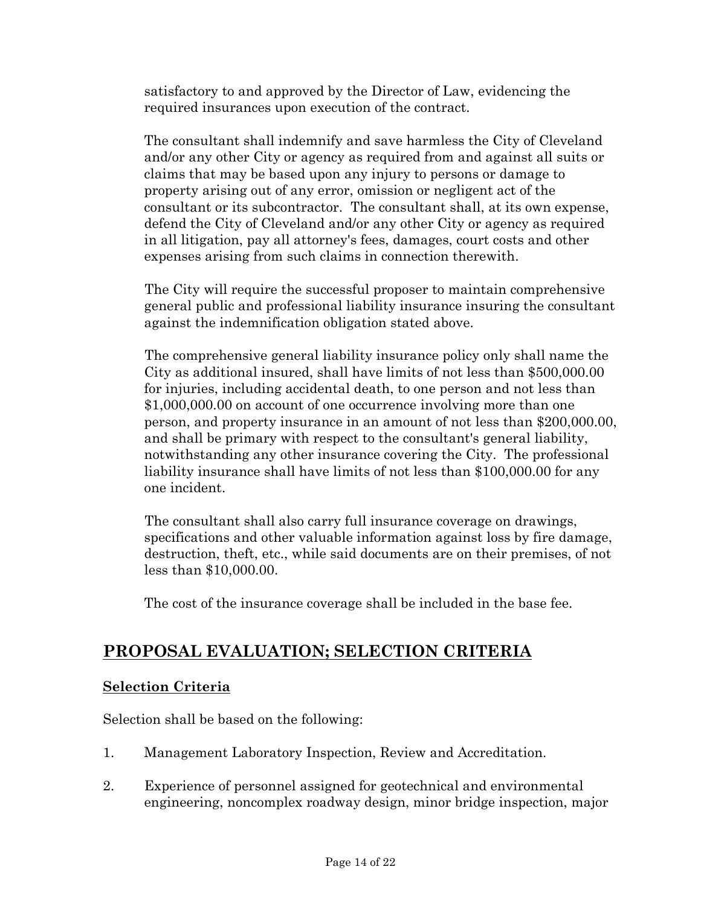satisfactory to and approved by the Director of Law, evidencing the required insurances upon execution of the contract.

The consultant shall indemnify and save harmless the City of Cleveland and/or any other City or agency as required from and against all suits or claims that may be based upon any injury to persons or damage to property arising out of any error, omission or negligent act of the consultant or its subcontractor. The consultant shall, at its own expense, defend the City of Cleveland and/or any other City or agency as required in all litigation, pay all attorney's fees, damages, court costs and other expenses arising from such claims in connection therewith.

The City will require the successful proposer to maintain comprehensive general public and professional liability insurance insuring the consultant against the indemnification obligation stated above.

The comprehensive general liability insurance policy only shall name the City as additional insured, shall have limits of not less than $500,000.00 for injuries, including accidental death, to one person and not less than $1,000,000.00 on account of one occurrence involving more than one person, and property insurance in an amount of not less than $200,000.00, and shall be primary with respect to the consultant's general liability, notwithstanding any other insurance covering the City. The professional liability insurance shall have limits of not less than $100,000.00 for any one incident.

The consultant shall also carry full insurance coverage on drawings, specifications and other valuable information against loss by fire damage, destruction, theft, etc., while said documents are on their premises, of not less than $10,000.00.

The cost of the insurance coverage shall be included in the base fee.

## PROPOSAL EVALUATION; SELECTION CRITERIA

### Selection Criteria

Selection shall be based on the following:

1. Management Laboratory Inspection, Review and Accreditation.
2. Experience of personnel assigned for geotechnical and environmental engineering, noncomplex roadway design, minor bridge inspection, major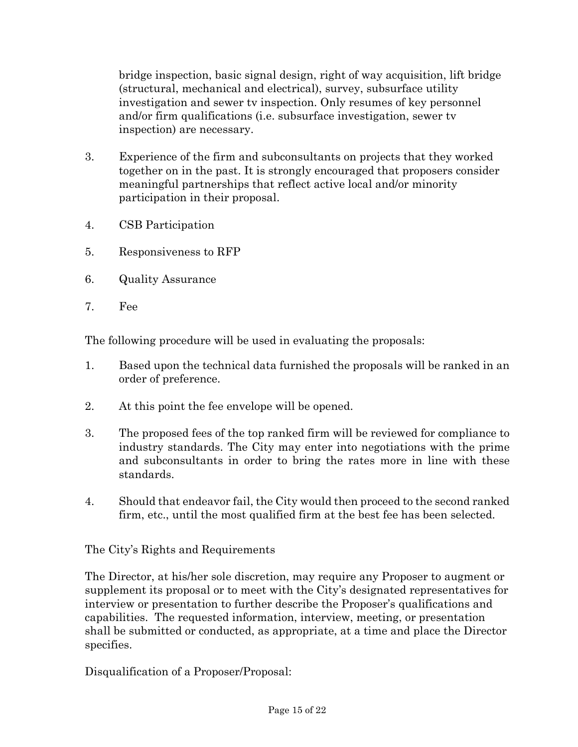bridge inspection, basic signal design, right of way acquisition, lift bridge (structural, mechanical and electrical), survey, subsurface utility investigation and sewer tv inspection. Only resumes of key personnel and/or firm qualifications (i.e. subsurface investigation, sewer tv inspection) are necessary.

3. Experience of the firm and subconsultants on projects that they worked together on in the past. It is strongly encouraged that proposers consider meaningful partnerships that reflect active local and/or minority participation in their proposal.

4. CSB Participation

5. Responsiveness to RFP

6. Quality Assurance

7. Fee

The following procedure will be used in evaluating the proposals:

1. Based upon the technical data furnished the proposals will be ranked in an order of preference.

2. At this point the fee envelope will be opened.

3. The proposed fees of the top ranked firm will be reviewed for compliance to industry standards. The City may enter into negotiations with the prime and subconsultants in order to bring the rates more in line with these standards.

4. Should that endeavor fail, the City would then proceed to the second ranked firm, etc., until the most qualified firm at the best fee has been selected.

The City's Rights and Requirements

The Director, at his/her sole discretion, may require any Proposer to augment or supplement its proposal or to meet with the City's designated representatives for interview or presentation to further describe the Proposer's qualifications and capabilities. The requested information, interview, meeting, or presentation shall be submitted or conducted, as appropriate, at a time and place the Director specifies.

Disqualification of a Proposer/Proposal: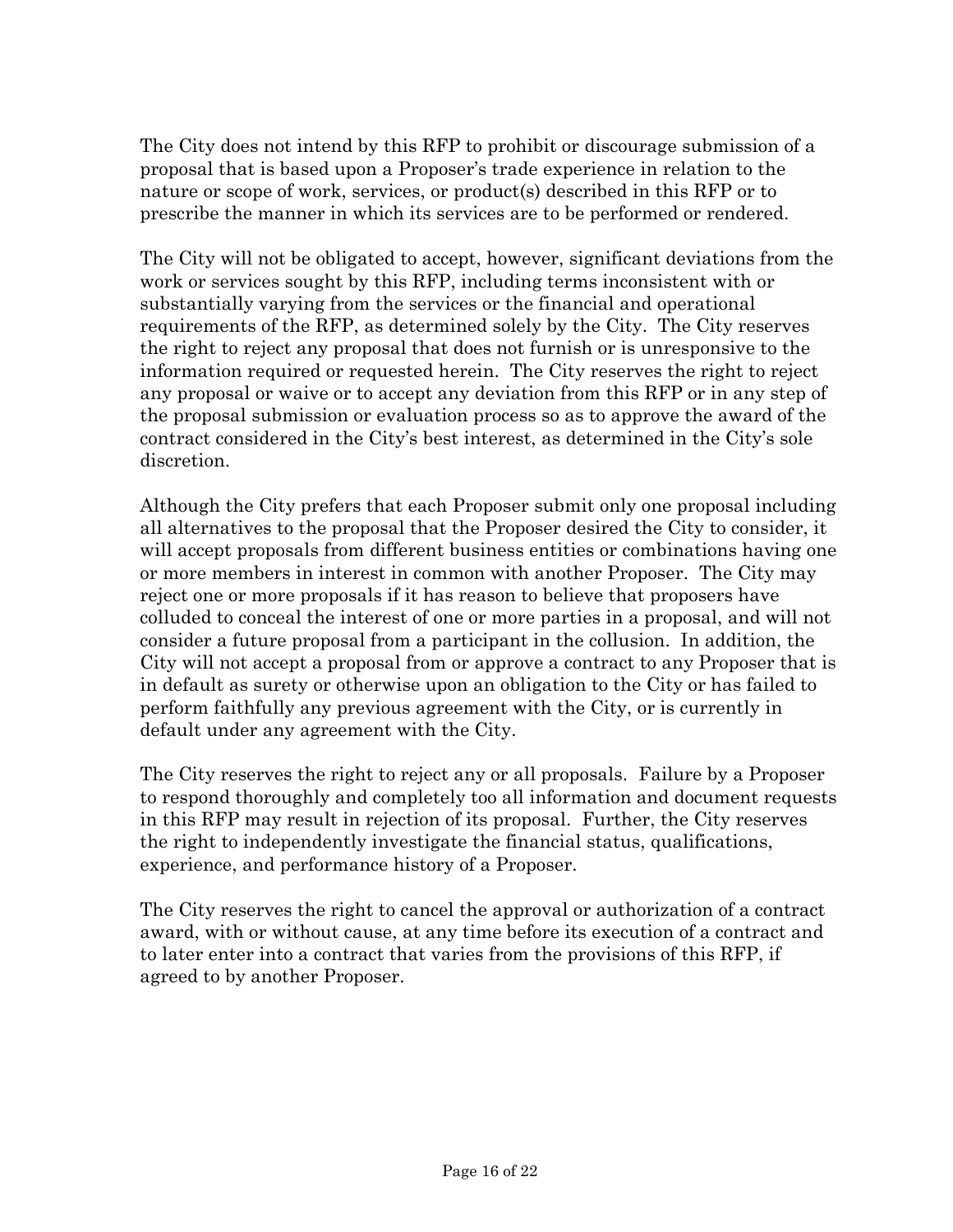The City does not intend by this RFP to prohibit or discourage submission of a proposal that is based upon a Proposer's trade experience in relation to the nature or scope of work, services, or product(s) described in this RFP or to prescribe the manner in which its services are to be performed or rendered.

The City will not be obligated to accept, however, significant deviations from the work or services sought by this RFP, including terms inconsistent with or substantially varying from the services or the financial and operational requirements of the RFP, as determined solely by the City. The City reserves the right to reject any proposal that does not furnish or is unresponsive to the information required or requested herein. The City reserves the right to reject any proposal or waive or to accept any deviation from this RFP or in any step of the proposal submission or evaluation process so as to approve the award of the contract considered in the City's best interest, as determined in the City's sole discretion.

Although the City prefers that each Proposer submit only one proposal including all alternatives to the proposal that the Proposer desired the City to consider, it will accept proposals from different business entities or combinations having one or more members in interest in common with another Proposer. The City may reject one or more proposals if it has reason to believe that proposers have colluded to conceal the interest of one or more parties in a proposal, and will not consider a future proposal from a participant in the collusion. In addition, the City will not accept a proposal from or approve a contract to any Proposer that is in default as surety or otherwise upon an obligation to the City or has failed to perform faithfully any previous agreement with the City, or is currently in default under any agreement with the City.

The City reserves the right to reject any or all proposals. Failure by a Proposer to respond thoroughly and completely too all information and document requests in this RFP may result in rejection of its proposal. Further, the City reserves the right to independently investigate the financial status, qualifications, experience, and performance history of a Proposer.

The City reserves the right to cancel the approval or authorization of a contract award, with or without cause, at any time before its execution of a contract and to later enter into a contract that varies from the provisions of this RFP, if agreed to by another Proposer.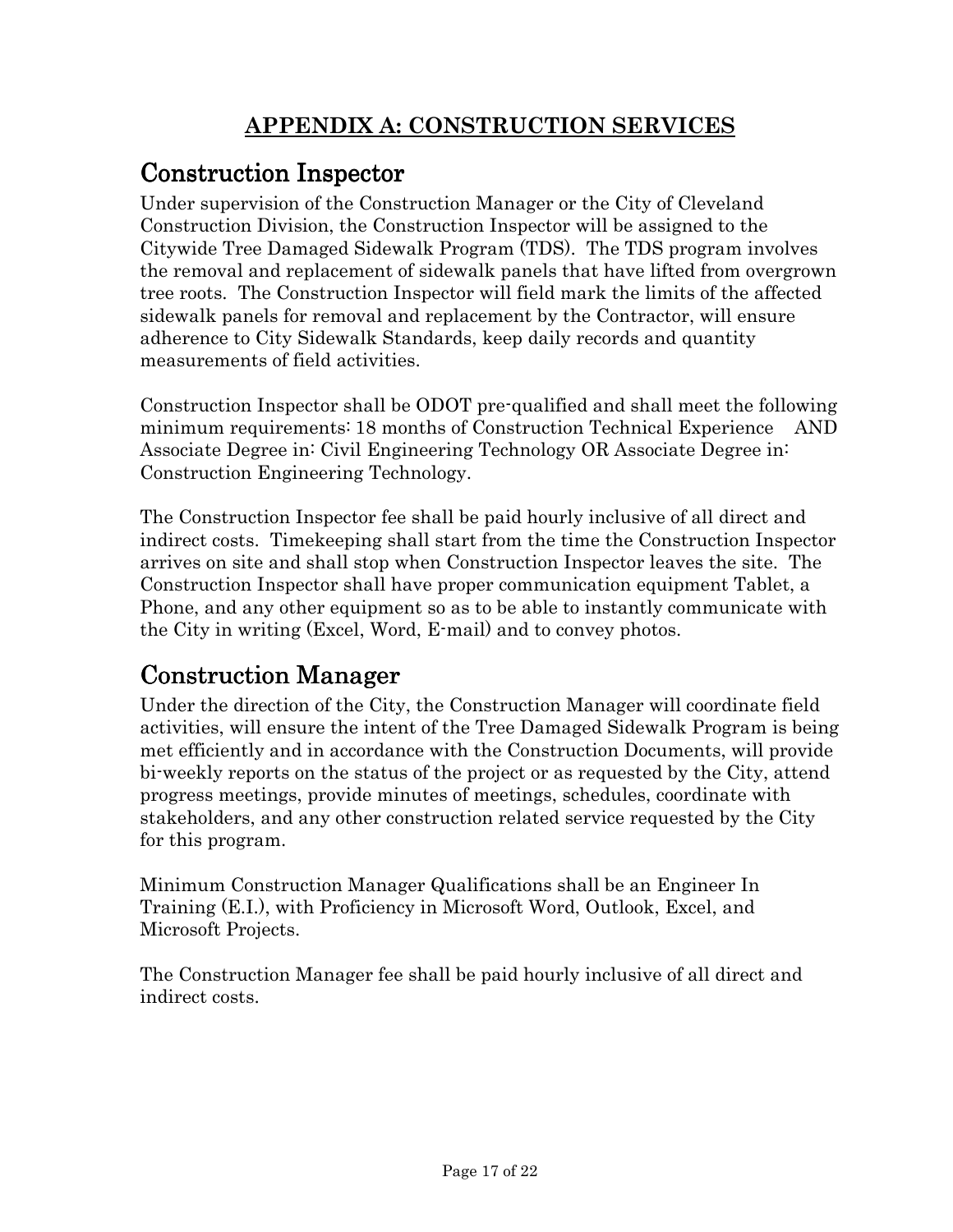# APPENDIX A: CONSTRUCTION SERVICES

## Construction Inspector

Under supervision of the Construction Manager or the City of Cleveland Construction Division, the Construction Inspector will be assigned to the Citywide Tree Damaged Sidewalk Program (TDS). The TDS program involves the removal and replacement of sidewalk panels that have lifted from overgrown tree roots. The Construction Inspector will field mark the limits of the affected sidewalk panels for removal and replacement by the Contractor, will ensure adherence to City Sidewalk Standards, keep daily records and quantity measurements of field activities.

Construction Inspector shall be ODOT pre-qualified and shall meet the following minimum requirements: 18 months of Construction Technical Experience AND Associate Degree in: Civil Engineering Technology OR Associate Degree in: Construction Engineering Technology.

The Construction Inspector fee shall be paid hourly inclusive of all direct and indirect costs. Timekeeping shall start from the time the Construction Inspector arrives on site and shall stop when Construction Inspector leaves the site. The Construction Inspector shall have proper communication equipment Tablet, a Phone, and any other equipment so as to be able to instantly communicate with the City in writing (Excel, Word, E-mail) and to convey photos.

## Construction Manager

Under the direction of the City, the Construction Manager will coordinate field activities, will ensure the intent of the Tree Damaged Sidewalk Program is being met efficiently and in accordance with the Construction Documents, will provide bi-weekly reports on the status of the project or as requested by the City, attend progress meetings, provide minutes of meetings, schedules, coordinate with stakeholders, and any other construction related service requested by the City for this program.

Minimum Construction Manager Qualifications shall be an Engineer In Training (E.I.), with Proficiency in Microsoft Word, Outlook, Excel, and Microsoft Projects.

The Construction Manager fee shall be paid hourly inclusive of all direct and indirect costs.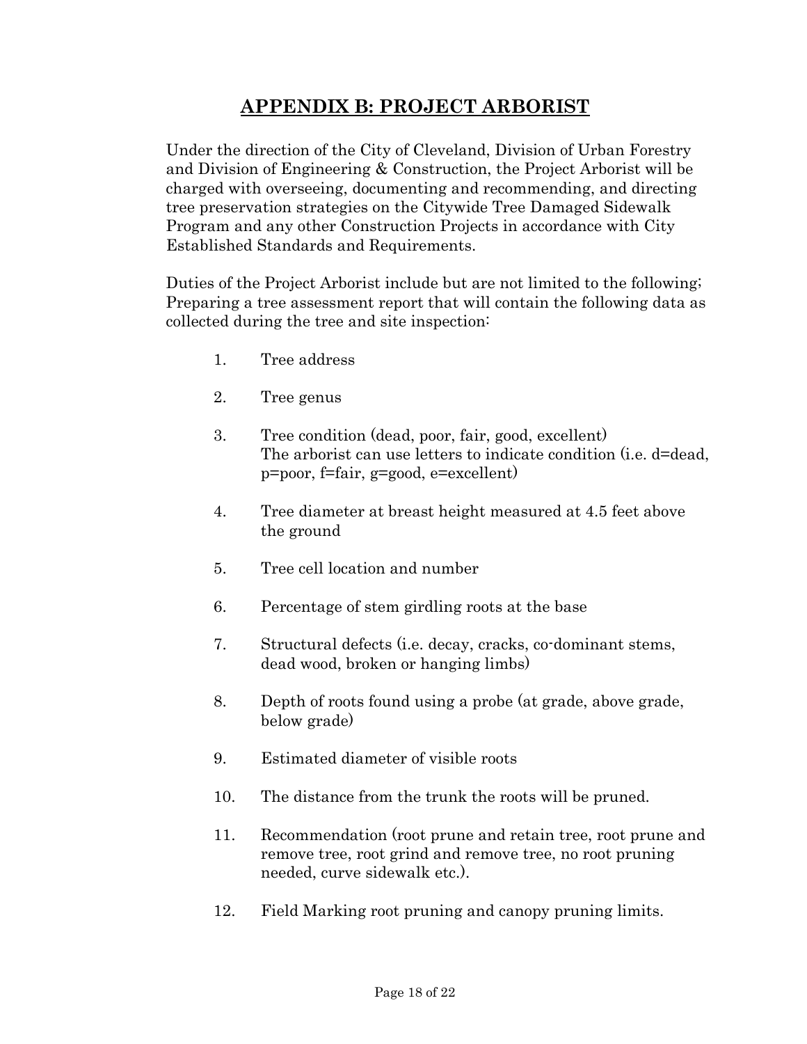# APPENDIX B: PROJECT ARBORIST

Under the direction of the City of Cleveland, Division of Urban Forestry and Division of Engineering & Construction, the Project Arborist will be charged with overseeing, documenting and recommending, and directing tree preservation strategies on the Citywide Tree Damaged Sidewalk Program and any other Construction Projects in accordance with City Established Standards and Requirements.

Duties of the Project Arborist include but are not limited to the following; Preparing a tree assessment report that will contain the following data as collected during the tree and site inspection:

1. Tree address
2. Tree genus
3. Tree condition (dead, poor, fair, good, excellent)
   The arborist can use letters to indicate condition (i.e. d=dead, p=poor, f=fair, g=good, e=excellent)
4. Tree diameter at breast height measured at 4.5 feet above the ground
5. Tree cell location and number
6. Percentage of stem girdling roots at the base
7. Structural defects (i.e. decay, cracks, co-dominant stems, dead wood, broken or hanging limbs)
8. Depth of roots found using a probe (at grade, above grade, below grade)
9. Estimated diameter of visible roots
10. The distance from the trunk the roots will be pruned.
11. Recommendation (root prune and retain tree, root prune and remove tree, root grind and remove tree, no root pruning needed, curve sidewalk etc.).
12. Field Marking root pruning and canopy pruning limits.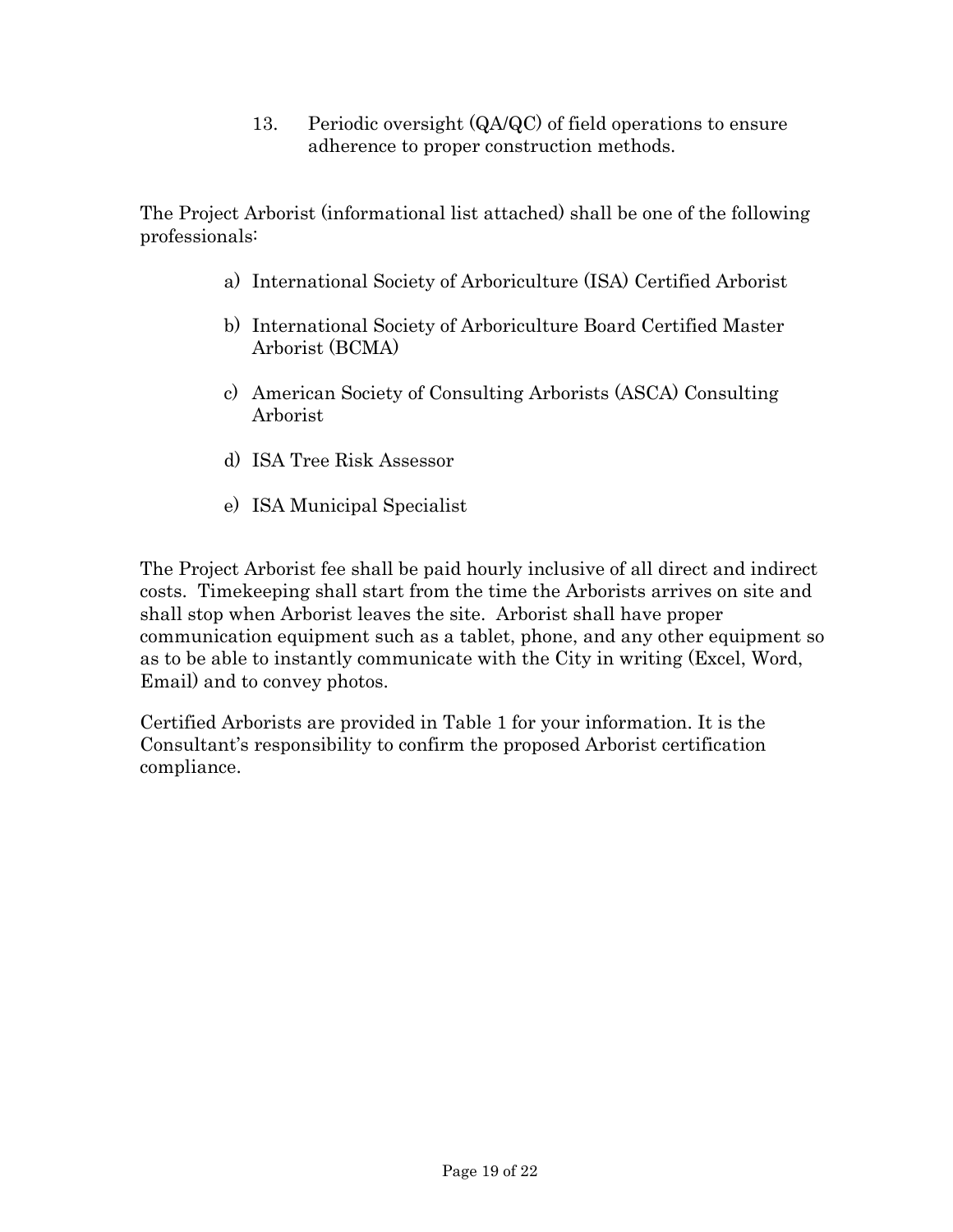13. Periodic oversight (QA/QC) of field operations to ensure adherence to proper construction methods.

The Project Arborist (informational list attached) shall be one of the following professionals:

a) International Society of Arboriculture (ISA) Certified Arborist

b) International Society of Arboriculture Board Certified Master Arborist (BCMA)

c) American Society of Consulting Arborists (ASCA) Consulting Arborist

d) ISA Tree Risk Assessor

e) ISA Municipal Specialist

The Project Arborist fee shall be paid hourly inclusive of all direct and indirect costs. Timekeeping shall start from the time the Arborists arrives on site and shall stop when Arborist leaves the site. Arborist shall have proper communication equipment such as a tablet, phone, and any other equipment so as to be able to instantly communicate with the City in writing (Excel, Word, Email) and to convey photos.

Certified Arborists are provided in Table 1 for your information. It is the Consultant's responsibility to confirm the proposed Arborist certification compliance.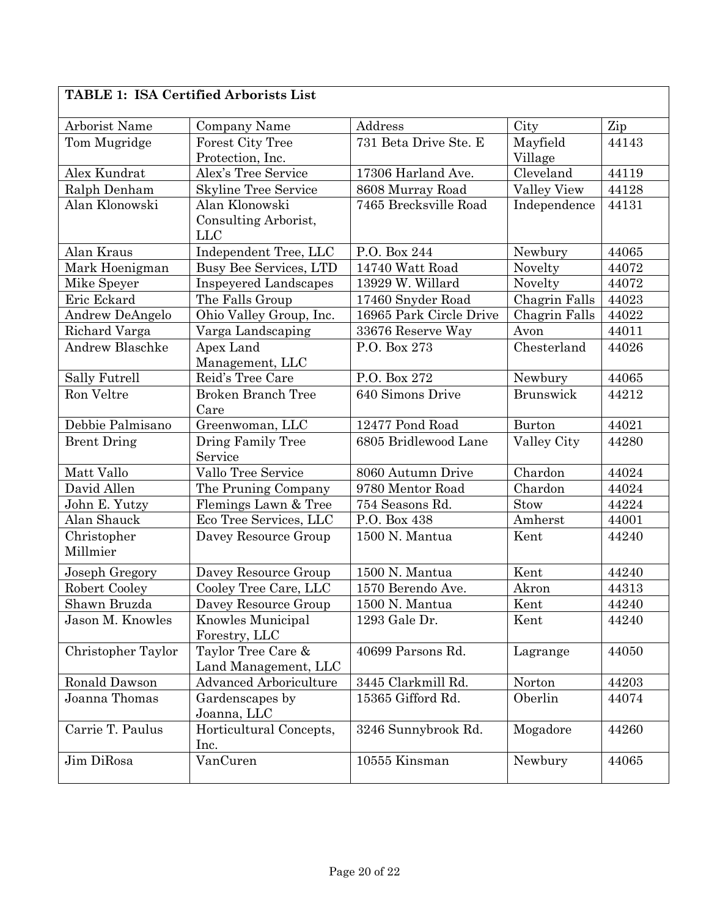**TABLE 1: ISA Certified Arborists List**

| Arborist Name | Company Name | Address | City | Zip |
|---|---|---|---|---|
| Tom Mugridge | Forest City Tree Protection, Inc. | 731 Beta Drive Ste. E | Mayfield Village | 44143 |
| Alex Kundrat | Alex's Tree Service | 17306 Harland Ave. | Cleveland | 44119 |
| Ralph Denham | Skyline Tree Service | 8608 Murray Road | Valley View | 44128 |
| Alan Klonowski | Alan Klonowski Consulting Arborist, LLC | 7465 Brecksville Road | Independence | 44131 |
| Alan Kraus | Independent Tree, LLC | P.O. Box 244 | Newbury | 44065 |
| Mark Hoenigman | Busy Bee Services, LTD | 14740 Watt Road | Novelty | 44072 |
| Mike Speyer | Inspeyered Landscapes | 13929 W. Willard | Novelty | 44072 |
| Eric Eckard | The Falls Group | 17460 Snyder Road | Chagrin Falls | 44023 |
| Andrew DeAngelo | Ohio Valley Group, Inc. | 16965 Park Circle Drive | Chagrin Falls | 44022 |
| Richard Varga | Varga Landscaping | 33676 Reserve Way | Avon | 44011 |
| Andrew Blaschke | Apex Land Management, LLC | P.O. Box 273 | Chesterland | 44026 |
| Sally Futrell | Reid's Tree Care | P.O. Box 272 | Newbury | 44065 |
| Ron Veltre | Broken Branch Tree Care | 640 Simons Drive | Brunswick | 44212 |
| Debbie Palmisano | Greenwoman, LLC | 12477 Pond Road | Burton | 44021 |
| Brent Dring | Dring Family Tree Service | 6805 Bridlewood Lane | Valley City | 44280 |
| Matt Vallo | Vallo Tree Service | 8060 Autumn Drive | Chardon | 44024 |
| David Allen | The Pruning Company | 9780 Mentor Road | Chardon | 44024 |
| John E. Yutzy | Flemings Lawn & Tree | 754 Seasons Rd. | Stow | 44224 |
| Alan Shauck | Eco Tree Services, LLC | P.O. Box 438 | Amherst | 44001 |
| Christopher Millmier | Davey Resource Group | 1500 N. Mantua | Kent | 44240 |
| Joseph Gregory | Davey Resource Group | 1500 N. Mantua | Kent | 44240 |
| Robert Cooley | Cooley Tree Care, LLC | 1570 Berendo Ave. | Akron | 44313 |
| Shawn Bruzda | Davey Resource Group | 1500 N. Mantua | Kent | 44240 |
| Jason M. Knowles | Knowles Municipal Forestry, LLC | 1293 Gale Dr. | Kent | 44240 |
| Christopher Taylor | Taylor Tree Care & Land Management, LLC | 40699 Parsons Rd. | Lagrange | 44050 |
| Ronald Dawson | Advanced Arboriculture | 3445 Clarkmill Rd. | Norton | 44203 |
| Joanna Thomas | Gardenscapes by Joanna, LLC | 15365 Gifford Rd. | Oberlin | 44074 |
| Carrie T. Paulus | Horticultural Concepts, Inc. | 3246 Sunnybrook Rd. | Mogadore | 44260 |
| Jim DiRosa | VanCuren | 10555 Kinsman | Newbury | 44065 |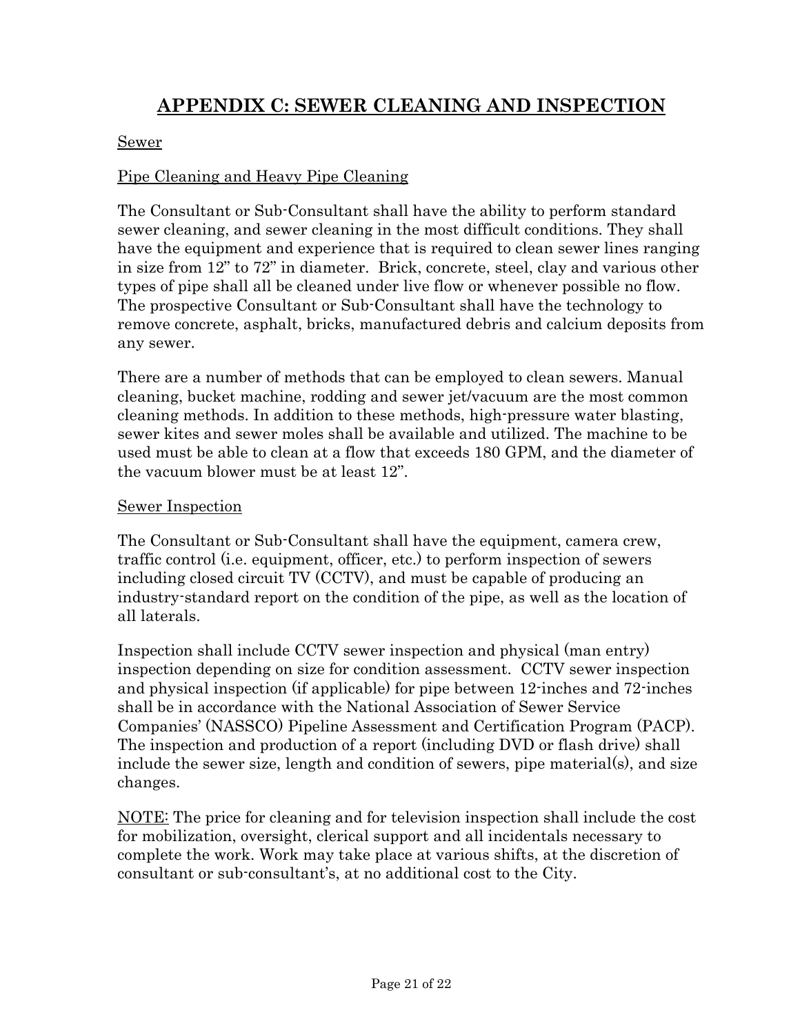# APPENDIX C: SEWER CLEANING AND INSPECTION

## Sewer

### Pipe Cleaning and Heavy Pipe Cleaning

The Consultant or Sub-Consultant shall have the ability to perform standard sewer cleaning, and sewer cleaning in the most difficult conditions. They shall have the equipment and experience that is required to clean sewer lines ranging in size from 12" to 72" in diameter. Brick, concrete, steel, clay and various other types of pipe shall all be cleaned under live flow or whenever possible no flow. The prospective Consultant or Sub-Consultant shall have the technology to remove concrete, asphalt, bricks, manufactured debris and calcium deposits from any sewer.

There are a number of methods that can be employed to clean sewers. Manual cleaning, bucket machine, rodding and sewer jet/vacuum are the most common cleaning methods. In addition to these methods, high-pressure water blasting, sewer kites and sewer moles shall be available and utilized. The machine to be used must be able to clean at a flow that exceeds 180 GPM, and the diameter of the vacuum blower must be at least 12".

### Sewer Inspection

The Consultant or Sub-Consultant shall have the equipment, camera crew, traffic control (i.e. equipment, officer, etc.) to perform inspection of sewers including closed circuit TV (CCTV), and must be capable of producing an industry-standard report on the condition of the pipe, as well as the location of all laterals.

Inspection shall include CCTV sewer inspection and physical (man entry) inspection depending on size for condition assessment. CCTV sewer inspection and physical inspection (if applicable) for pipe between 12-inches and 72-inches shall be in accordance with the National Association of Sewer Service Companies' (NASSCO) Pipeline Assessment and Certification Program (PACP). The inspection and production of a report (including DVD or flash drive) shall include the sewer size, length and condition of sewers, pipe material(s), and size changes.

<u>NOTE:</u> The price for cleaning and for television inspection shall include the cost for mobilization, oversight, clerical support and all incidentals necessary to complete the work. Work may take place at various shifts, at the discretion of consultant or sub-consultant's, at no additional cost to the City.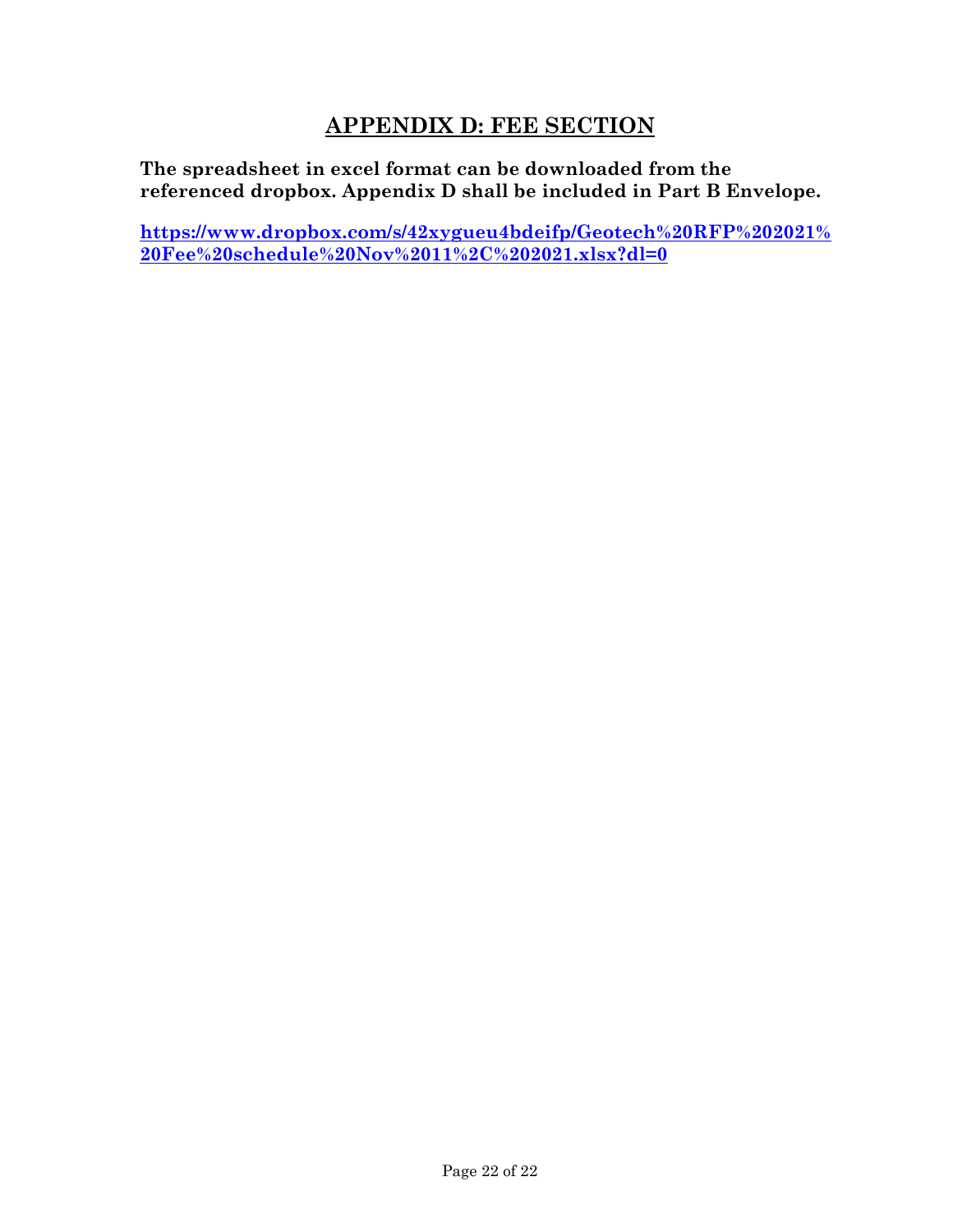# APPENDIX D: FEE SECTION

**The spreadsheet in excel format can be downloaded from the referenced dropbox. Appendix D shall be included in Part B Envelope.**

**[https://www.dropbox.com/s/42xygueu4bdeifp/Geotech%20RFP%202021%20Fee%20schedule%20Nov%2011%2C%202021.xlsx?dl=0](https://www.dropbox.com/s/42xygueu4bdeifp/Geotech%20RFP%202021%20Fee%20schedule%20Nov%2011%2C%202021.xlsx?dl=0)**